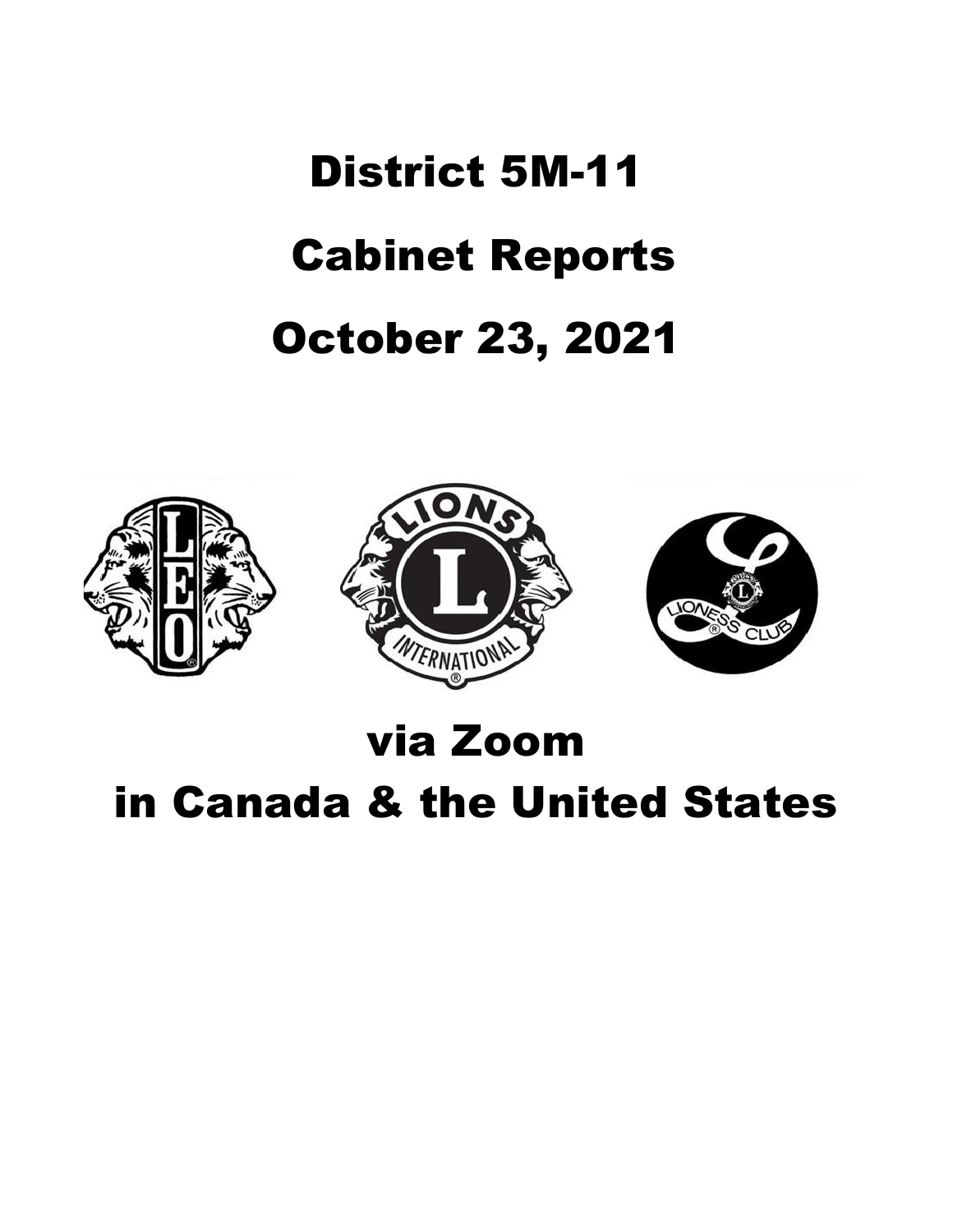# District 5M-11

# Cabinet Reports

# October 23, 2021

# via Zoom

# in Canada & the United States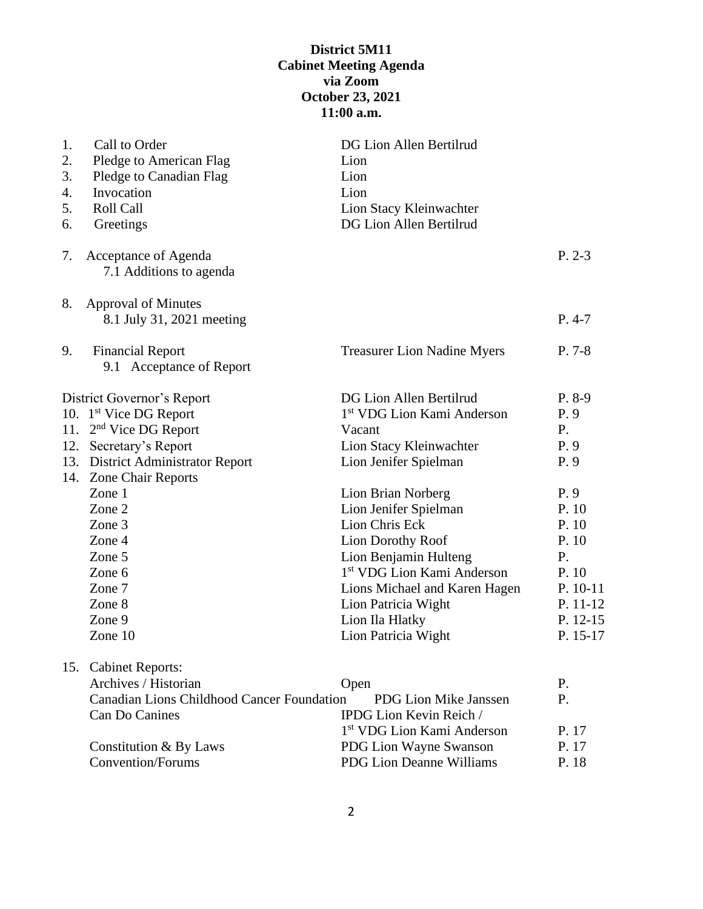**District 5M11**
**Cabinet Meeting Agenda**
**via Zoom**
**October 23, 2021**
**11:00 a.m.**

| | | |
|---|---|---|
| 1. Call to Order | DG Lion Allen Bertilrud | |
| 2. Pledge to American Flag | Lion | |
| 3. Pledge to Canadian Flag | Lion | |
| 4. Invocation | Lion | |
| 5. Roll Call | Lion Stacy Kleinwachter | |
| 6. Greetings | DG Lion Allen Bertilrud | |
| 7. Acceptance of Agenda | | P. 2-3 |
| 7.1 Additions to agenda | | |
| 8. Approval of Minutes | | |
| 8.1 July 31, 2021 meeting | | P. 4-7 |
| 9. Financial Report | Treasurer Lion Nadine Myers | P. 7-8 |
| 9.1 Acceptance of Report | | |
| District Governor's Report | DG Lion Allen Bertilrud | P. 8-9 |
| 10. 1st Vice DG Report | 1st VDG Lion Kami Anderson | P. 9 |
| 11. 2nd Vice DG Report | Vacant | P. |
| 12. Secretary's Report | Lion Stacy Kleinwachter | P. 9 |
| 13. District Administrator Report | Lion Jenifer Spielman | P. 9 |
| 14. Zone Chair Reports | | |
| Zone 1 | Lion Brian Norberg | P. 9 |
| Zone 2 | Lion Jenifer Spielman | P. 10 |
| Zone 3 | Lion Chris Eck | P. 10 |
| Zone 4 | Lion Dorothy Roof | P. 10 |
| Zone 5 | Lion Benjamin Hulteng | P. |
| Zone 6 | 1st VDG Lion Kami Anderson | P. 10 |
| Zone 7 | Lions Michael and Karen Hagen | P. 10-11 |
| Zone 8 | Lion Patricia Wight | P. 11-12 |
| Zone 9 | Lion Ila Hlatky | P. 12-15 |
| Zone 10 | Lion Patricia Wight | P. 15-17 |
| 15. Cabinet Reports: | | |
| Archives / Historian | Open | P. |
| Canadian Lions Childhood Cancer Foundation | PDG Lion Mike Janssen | P. |
| Can Do Canines | IPDG Lion Kevin Reich / 1st VDG Lion Kami Anderson | P. 17 |
| Constitution & By Laws | PDG Lion Wayne Swanson | P. 17 |
| Convention/Forums | PDG Lion Deanne Williams | P. 18 |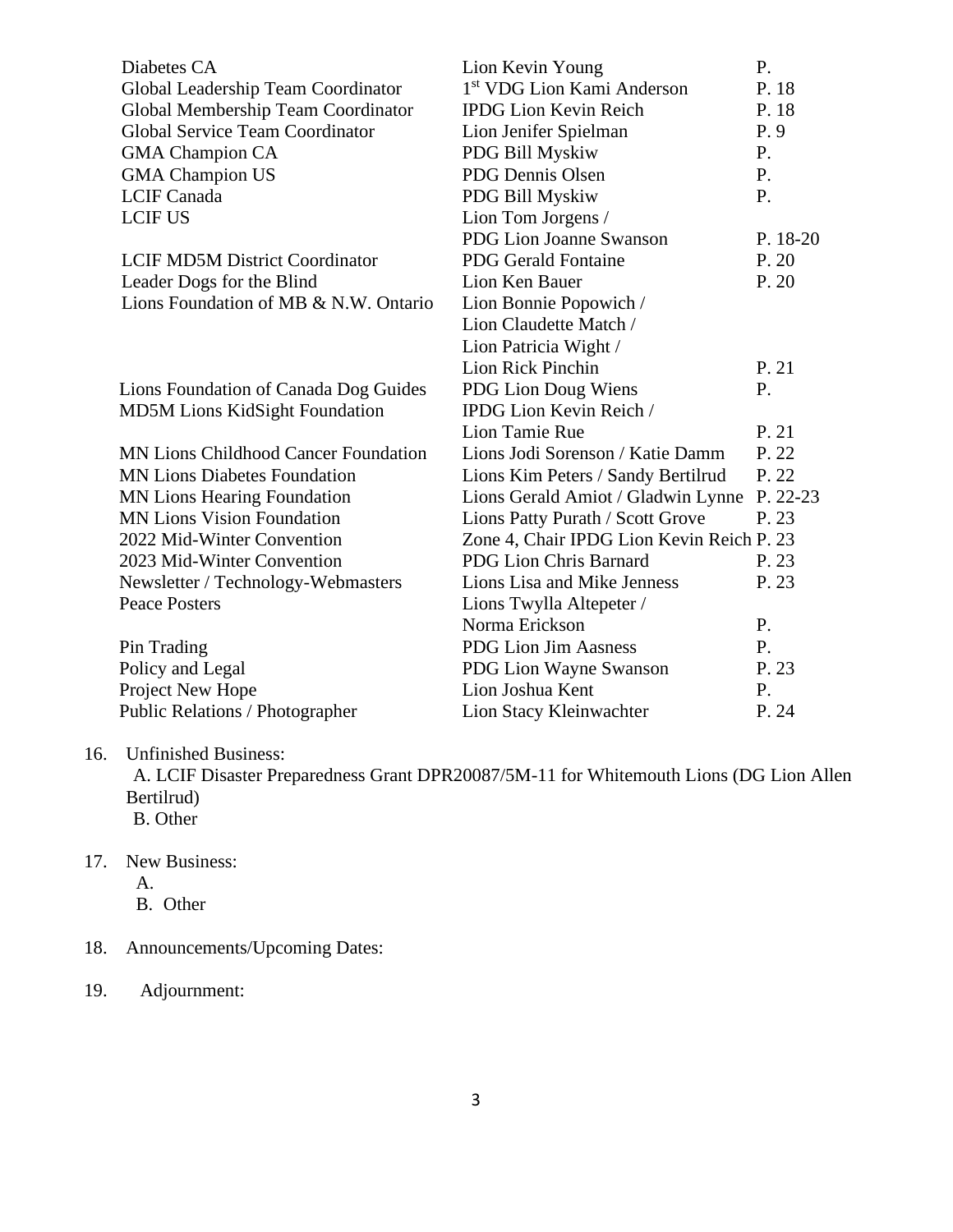| | | |
|---|---|---|
| Diabetes CA | Lion Kevin Young | P. |
| Global Leadership Team Coordinator | 1st VDG Lion Kami Anderson | P. 18 |
| Global Membership Team Coordinator | IPDG Lion Kevin Reich | P. 18 |
| Global Service Team Coordinator | Lion Jenifer Spielman | P. 9 |
| GMA Champion CA | PDG Bill Myskiw | P. |
| GMA Champion US | PDG Dennis Olsen | P. |
| LCIF Canada | PDG Bill Myskiw | P. |
| LCIF US | Lion Tom Jorgens / PDG Lion Joanne Swanson | P. 18-20 |
| LCIF MD5M District Coordinator | PDG Gerald Fontaine | P. 20 |
| Leader Dogs for the Blind | Lion Ken Bauer | P. 20 |
| Lions Foundation of MB & N.W. Ontario | Lion Bonnie Popowich / Lion Claudette Match / Lion Patricia Wight / Lion Rick Pinchin | P. 21 |
| Lions Foundation of Canada Dog Guides | PDG Lion Doug Wiens | P. |
| MD5M Lions KidSight Foundation | IPDG Lion Kevin Reich / Lion Tamie Rue | P. 21 |
| MN Lions Childhood Cancer Foundation | Lions Jodi Sorenson / Katie Damm | P. 22 |
| MN Lions Diabetes Foundation | Lions Kim Peters / Sandy Bertilrud | P. 22 |
| MN Lions Hearing Foundation | Lions Gerald Amiot / Gladwin Lynne | P. 22-23 |
| MN Lions Vision Foundation | Lions Patty Purath / Scott Grove | P. 23 |
| 2022 Mid-Winter Convention | Zone 4, Chair IPDG Lion Kevin Reich | P. 23 |
| 2023 Mid-Winter Convention | PDG Lion Chris Barnard | P. 23 |
| Newsletter / Technology-Webmasters | Lions Lisa and Mike Jenness | P. 23 |
| Peace Posters | Lions Twylla Altepeter / Norma Erickson | P. |
| Pin Trading | PDG Lion Jim Aasness | P. |
| Policy and Legal | PDG Lion Wayne Swanson | P. 23 |
| Project New Hope | Lion Joshua Kent | P. |
| Public Relations / Photographer | Lion Stacy Kleinwachter | P. 24 |

16. Unfinished Business:
    A. LCIF Disaster Preparedness Grant DPR20087/5M-11 for Whitemouth Lions (DG Lion Allen Bertilrud)
    B. Other

17. New Business:
    A.
    B. Other

18. Announcements/Upcoming Dates:

19. Adjournment: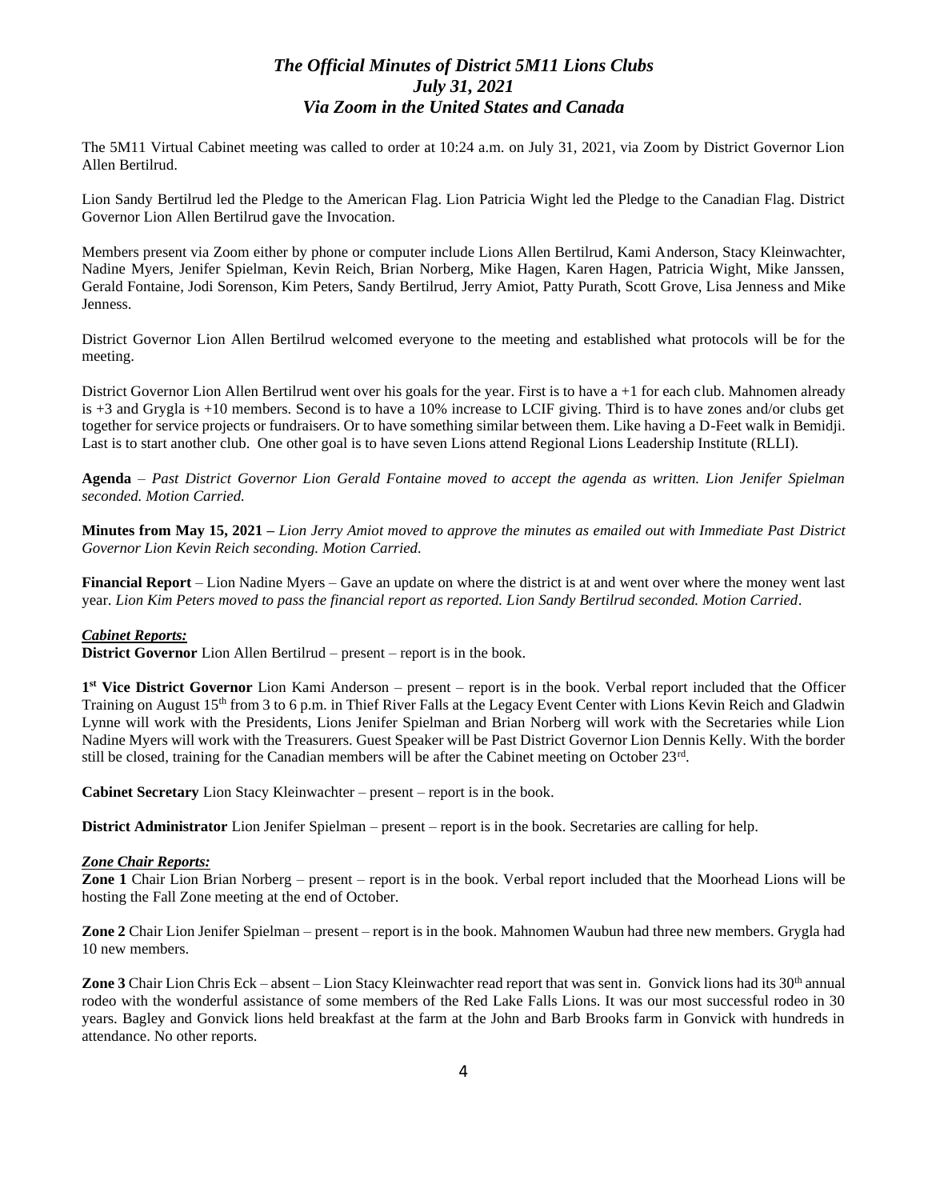# *The Official Minutes of District 5M11 Lions Clubs*
# *July 31, 2021*
# *Via Zoom in the United States and Canada*

The 5M11 Virtual Cabinet meeting was called to order at 10:24 a.m. on July 31, 2021, via Zoom by District Governor Lion Allen Bertilrud.

Lion Sandy Bertilrud led the Pledge to the American Flag. Lion Patricia Wight led the Pledge to the Canadian Flag. District Governor Lion Allen Bertilrud gave the Invocation.

Members present via Zoom either by phone or computer include Lions Allen Bertilrud, Kami Anderson, Stacy Kleinwachter, Nadine Myers, Jenifer Spielman, Kevin Reich, Brian Norberg, Mike Hagen, Karen Hagen, Patricia Wight, Mike Janssen, Gerald Fontaine, Jodi Sorenson, Kim Peters, Sandy Bertilrud, Jerry Amiot, Patty Purath, Scott Grove, Lisa Jenness and Mike Jenness.

District Governor Lion Allen Bertilrud welcomed everyone to the meeting and established what protocols will be for the meeting.

District Governor Lion Allen Bertilrud went over his goals for the year. First is to have a +1 for each club. Mahnomen already is +3 and Grygla is +10 members. Second is to have a 10% increase to LCIF giving. Third is to have zones and/or clubs get together for service projects or fundraisers. Or to have something similar between them. Like having a D-Feet walk in Bemidji. Last is to start another club. One other goal is to have seven Lions attend Regional Lions Leadership Institute (RLLI).

**Agenda** – *Past District Governor Lion Gerald Fontaine moved to accept the agenda as written. Lion Jenifer Spielman seconded. Motion Carried.*

**Minutes from May 15, 2021 –** *Lion Jerry Amiot moved to approve the minutes as emailed out with Immediate Past District Governor Lion Kevin Reich seconding. Motion Carried.*

**Financial Report** – Lion Nadine Myers – Gave an update on where the district is at and went over where the money went last year. *Lion Kim Peters moved to pass the financial report as reported. Lion Sandy Bertilrud seconded. Motion Carried*.

***Cabinet Reports:***

**District Governor** Lion Allen Bertilrud – present – report is in the book.

**1st Vice District Governor** Lion Kami Anderson – present – report is in the book. Verbal report included that the Officer Training on August 15th from 3 to 6 p.m. in Thief River Falls at the Legacy Event Center with Lions Kevin Reich and Gladwin Lynne will work with the Presidents, Lions Jenifer Spielman and Brian Norberg will work with the Secretaries while Lion Nadine Myers will work with the Treasurers. Guest Speaker will be Past District Governor Lion Dennis Kelly. With the border still be closed, training for the Canadian members will be after the Cabinet meeting on October 23rd.

**Cabinet Secretary** Lion Stacy Kleinwachter – present – report is in the book.

**District Administrator** Lion Jenifer Spielman – present – report is in the book. Secretaries are calling for help.

***Zone Chair Reports:***

**Zone 1** Chair Lion Brian Norberg – present – report is in the book. Verbal report included that the Moorhead Lions will be hosting the Fall Zone meeting at the end of October.

**Zone 2** Chair Lion Jenifer Spielman – present – report is in the book. Mahnomen Waubun had three new members. Grygla had 10 new members.

**Zone 3** Chair Lion Chris Eck – absent – Lion Stacy Kleinwachter read report that was sent in. Gonvick lions had its 30th annual rodeo with the wonderful assistance of some members of the Red Lake Falls Lions. It was our most successful rodeo in 30 years. Bagley and Gonvick lions held breakfast at the farm at the John and Barb Brooks farm in Gonvick with hundreds in attendance. No other reports.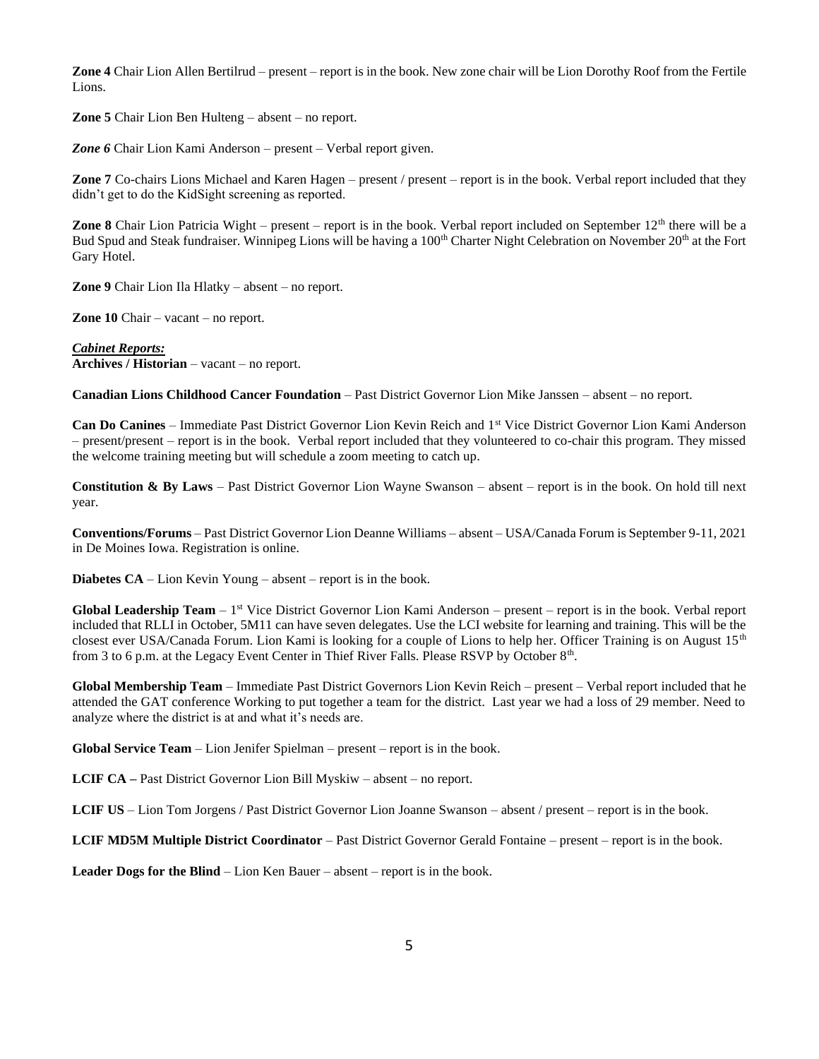**Zone 4** Chair Lion Allen Bertilrud – present – report is in the book. New zone chair will be Lion Dorothy Roof from the Fertile Lions.

**Zone 5** Chair Lion Ben Hulteng – absent – no report.

***Zone 6*** Chair Lion Kami Anderson – present – Verbal report given.

**Zone 7** Co-chairs Lions Michael and Karen Hagen – present / present – report is in the book. Verbal report included that they didn't get to do the KidSight screening as reported.

**Zone 8** Chair Lion Patricia Wight – present – report is in the book. Verbal report included on September 12th there will be a Bud Spud and Steak fundraiser. Winnipeg Lions will be having a 100th Charter Night Celebration on November 20th at the Fort Gary Hotel.

**Zone 9** Chair Lion Ila Hlatky – absent – no report.

**Zone 10** Chair – vacant – no report.

***Cabinet Reports:***

**Archives / Historian** – vacant – no report.

**Canadian Lions Childhood Cancer Foundation** – Past District Governor Lion Mike Janssen – absent – no report.

**Can Do Canines** – Immediate Past District Governor Lion Kevin Reich and 1st Vice District Governor Lion Kami Anderson – present/present – report is in the book. Verbal report included that they volunteered to co-chair this program. They missed the welcome training meeting but will schedule a zoom meeting to catch up.

**Constitution & By Laws** – Past District Governor Lion Wayne Swanson – absent – report is in the book. On hold till next year.

**Conventions/Forums** – Past District Governor Lion Deanne Williams – absent – USA/Canada Forum is September 9-11, 2021 in De Moines Iowa. Registration is online.

**Diabetes CA** – Lion Kevin Young – absent – report is in the book.

**Global Leadership Team** – 1st Vice District Governor Lion Kami Anderson – present – report is in the book. Verbal report included that RLLI in October, 5M11 can have seven delegates. Use the LCI website for learning and training. This will be the closest ever USA/Canada Forum. Lion Kami is looking for a couple of Lions to help her. Officer Training is on August 15th from 3 to 6 p.m. at the Legacy Event Center in Thief River Falls. Please RSVP by October 8th.

**Global Membership Team** – Immediate Past District Governors Lion Kevin Reich – present – Verbal report included that he attended the GAT conference Working to put together a team for the district. Last year we had a loss of 29 member. Need to analyze where the district is at and what it's needs are.

**Global Service Team** – Lion Jenifer Spielman – present – report is in the book.

**LCIF CA –** Past District Governor Lion Bill Myskiw – absent – no report.

**LCIF US** – Lion Tom Jorgens / Past District Governor Lion Joanne Swanson – absent / present – report is in the book.

**LCIF MD5M Multiple District Coordinator** – Past District Governor Gerald Fontaine – present – report is in the book.

**Leader Dogs for the Blind** – Lion Ken Bauer – absent – report is in the book.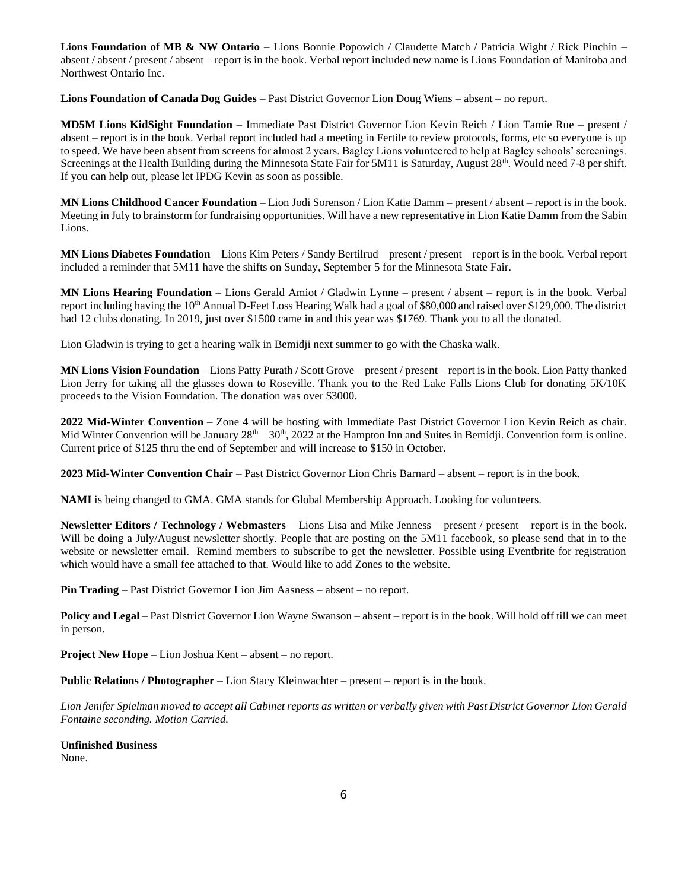**Lions Foundation of MB & NW Ontario** – Lions Bonnie Popowich / Claudette Match / Patricia Wight / Rick Pinchin – absent / absent / present / absent – report is in the book. Verbal report included new name is Lions Foundation of Manitoba and Northwest Ontario Inc.

**Lions Foundation of Canada Dog Guides** – Past District Governor Lion Doug Wiens – absent – no report.

**MD5M Lions KidSight Foundation** – Immediate Past District Governor Lion Kevin Reich / Lion Tamie Rue – present / absent – report is in the book. Verbal report included had a meeting in Fertile to review protocols, forms, etc so everyone is up to speed. We have been absent from screens for almost 2 years. Bagley Lions volunteered to help at Bagley schools' screenings. Screenings at the Health Building during the Minnesota State Fair for 5M11 is Saturday, August 28th. Would need 7-8 per shift. If you can help out, please let IPDG Kevin as soon as possible.

**MN Lions Childhood Cancer Foundation** – Lion Jodi Sorenson / Lion Katie Damm – present / absent – report is in the book. Meeting in July to brainstorm for fundraising opportunities. Will have a new representative in Lion Katie Damm from the Sabin Lions.

**MN Lions Diabetes Foundation** – Lions Kim Peters / Sandy Bertilrud – present / present – report is in the book. Verbal report included a reminder that 5M11 have the shifts on Sunday, September 5 for the Minnesota State Fair.

**MN Lions Hearing Foundation** – Lions Gerald Amiot / Gladwin Lynne – present / absent – report is in the book. Verbal report including having the 10th Annual D-Feet Loss Hearing Walk had a goal of $80,000 and raised over $129,000. The district had 12 clubs donating. In 2019, just over $1500 came in and this year was $1769. Thank you to all the donated.

Lion Gladwin is trying to get a hearing walk in Bemidji next summer to go with the Chaska walk.

**MN Lions Vision Foundation** – Lions Patty Purath / Scott Grove – present / present – report is in the book. Lion Patty thanked Lion Jerry for taking all the glasses down to Roseville. Thank you to the Red Lake Falls Lions Club for donating 5K/10K proceeds to the Vision Foundation. The donation was over $3000.

**2022 Mid-Winter Convention** – Zone 4 will be hosting with Immediate Past District Governor Lion Kevin Reich as chair. Mid Winter Convention will be January 28th – 30th, 2022 at the Hampton Inn and Suites in Bemidji. Convention form is online. Current price of $125 thru the end of September and will increase to $150 in October.

**2023 Mid-Winter Convention Chair** – Past District Governor Lion Chris Barnard – absent – report is in the book.

**NAMI** is being changed to GMA. GMA stands for Global Membership Approach. Looking for volunteers.

**Newsletter Editors / Technology / Webmasters** – Lions Lisa and Mike Jenness – present / present – report is in the book. Will be doing a July/August newsletter shortly. People that are posting on the 5M11 facebook, so please send that in to the website or newsletter email. Remind members to subscribe to get the newsletter. Possible using Eventbrite for registration which would have a small fee attached to that. Would like to add Zones to the website.

**Pin Trading** – Past District Governor Lion Jim Aasness – absent – no report.

**Policy and Legal** – Past District Governor Lion Wayne Swanson – absent – report is in the book. Will hold off till we can meet in person.

**Project New Hope** – Lion Joshua Kent – absent – no report.

**Public Relations / Photographer** – Lion Stacy Kleinwachter – present – report is in the book.

*Lion Jenifer Spielman moved to accept all Cabinet reports as written or verbally given with Past District Governor Lion Gerald Fontaine seconding. Motion Carried.*

**Unfinished Business**
None.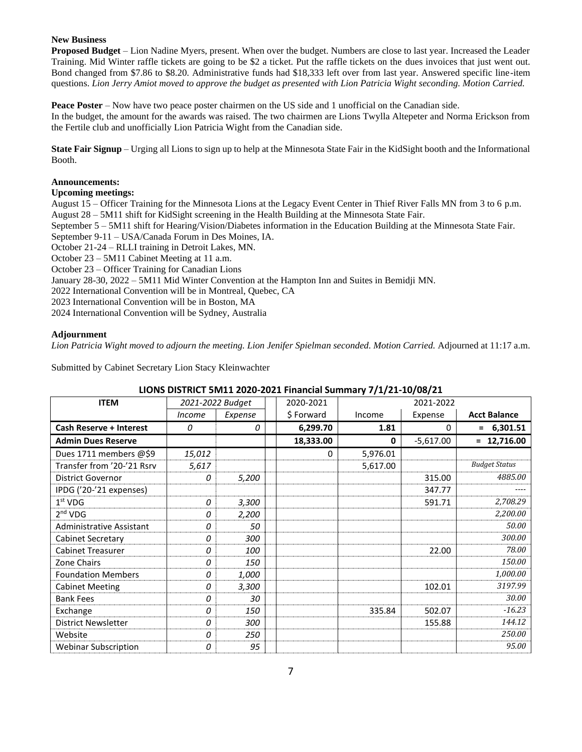**New Business**

**Proposed Budget** – Lion Nadine Myers, present. When over the budget. Numbers are close to last year. Increased the Leader Training. Mid Winter raffle tickets are going to be $2 a ticket. Put the raffle tickets on the dues invoices that just went out. Bond changed from $7.86 to $8.20. Administrative funds had $18,333 left over from last year. Answered specific line-item questions. *Lion Jerry Amiot moved to approve the budget as presented with Lion Patricia Wight seconding. Motion Carried.*

**Peace Poster** – Now have two peace poster chairmen on the US side and 1 unofficial on the Canadian side. In the budget, the amount for the awards was raised. The two chairmen are Lions Twylla Altepeter and Norma Erickson from the Fertile club and unofficially Lion Patricia Wight from the Canadian side.

**State Fair Signup** – Urging all Lions to sign up to help at the Minnesota State Fair in the KidSight booth and the Informational Booth.

**Announcements:**

**Upcoming meetings:**

August 15 – Officer Training for the Minnesota Lions at the Legacy Event Center in Thief River Falls MN from 3 to 6 p.m.
August 28 – 5M11 shift for KidSight screening in the Health Building at the Minnesota State Fair.
September 5 – 5M11 shift for Hearing/Vision/Diabetes information in the Education Building at the Minnesota State Fair.
September 9-11 – USA/Canada Forum in Des Moines, IA.
October 21-24 – RLLI training in Detroit Lakes, MN.
October 23 – 5M11 Cabinet Meeting at 11 a.m.
October 23 – Officer Training for Canadian Lions
January 28-30, 2022 – 5M11 Mid Winter Convention at the Hampton Inn and Suites in Bemidji MN.
2022 International Convention will be in Montreal, Quebec, CA
2023 International Convention will be in Boston, MA
2024 International Convention will be Sydney, Australia

**Adjournment**

*Lion Patricia Wight moved to adjourn the meeting. Lion Jenifer Spielman seconded. Motion Carried.* Adjourned at 11:17 a.m.

Submitted by Cabinet Secretary Lion Stacy Kleinwachter

**LIONS DISTRICT 5M11 2020-2021 Financial Summary 7/1/21-10/08/21**

| ITEM | 2021-2022 Budget | | 2020-2021 | 2021-2022 | | |
|---|---|---|---|---|---|---|
| | *Income* | *Expense* | $ Forward | Income | Expense | **Acct Balance** |
| **Cash Reserve + Interest** | *0* | *0* | **6,299.70** | **1.81** | 0 | **= 6,301.51** |
| **Admin Dues Reserve** | | | **18,333.00** | **0** | -5,617.00 | **= 12,716.00** |
| Dues 1711 members @$9 | *15,012* | | 0 | 5,976.01 | | |
| Transfer from '20-'21 Rsrv | *5,617* | | | 5,617.00 | | *Budget Status* |
| District Governor | *0* | *5,200* | | | 315.00 | *4885.00* |
| IPDG ('20-'21 expenses) | | | | | 347.77 | ---- |
| 1st VDG | *0* | *3,300* | | | 591.71 | *2,708.29* |
| 2nd VDG | *0* | *2,200* | | | | *2,200.00* |
| Administrative Assistant | *0* | *50* | | | | *50.00* |
| Cabinet Secretary | *0* | *300* | | | | *300.00* |
| Cabinet Treasurer | *0* | *100* | | | 22.00 | *78.00* |
| Zone Chairs | *0* | *150* | | | | *150.00* |
| Foundation Members | *0* | *1,000* | | | | *1,000.00* |
| Cabinet Meeting | *0* | *3,300* | | | 102.01 | *3197.99* |
| Bank Fees | *0* | *30* | | | | *30.00* |
| Exchange | *0* | *150* | | 335.84 | 502.07 | *-16.23* |
| District Newsletter | *0* | *300* | | | 155.88 | *144.12* |
| Website | *0* | *250* | | | | *250.00* |
| Webinar Subscription | *0* | *95* | | | | *95.00* |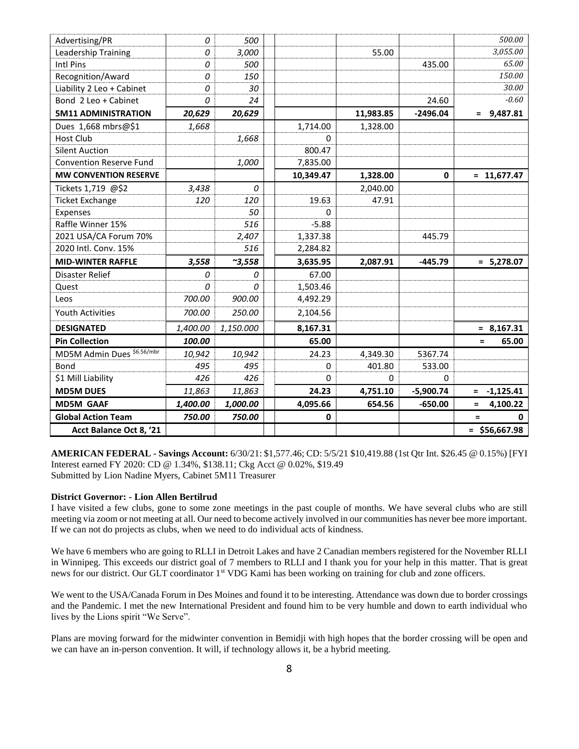| | | | | | | | |
|---|---|---|---|---|---|---|---|
| Advertising/PR | 0 | 500 | | | | | 500.00 |
| Leadership Training | 0 | 3,000 | | | 55.00 | | 3,055.00 |
| Intl Pins | 0 | 500 | | | | 435.00 | 65.00 |
| Recognition/Award | 0 | 150 | | | | | 150.00 |
| Liability 2 Leo + Cabinet | 0 | 30 | | | | | 30.00 |
| Bond 2 Leo + Cabinet | 0 | 24 | | | | 24.60 | -0.60 |
| **5M11 ADMINISTRATION** | **20,629** | **20,629** | | | **11,983.85** | **-2496.04** | **= 9,487.81** |
| Dues 1,668 mbrs@$1 | 1,668 | | | 1,714.00 | 1,328.00 | | |
| Host Club | | 1,668 | | 0 | | | |
| Silent Auction | | | | 800.47 | | | |
| Convention Reserve Fund | | 1,000 | | 7,835.00 | | | |
| **MW CONVENTION RESERVE** | | | | **10,349.47** | **1,328.00** | **0** | **= 11,677.47** |
| Tickets 1,719 @$2 | 3,438 | 0 | | | 2,040.00 | | |
| Ticket Exchange | 120 | 120 | | 19.63 | 47.91 | | |
| Expenses | | 50 | | 0 | | | |
| Raffle Winner 15% | | 516 | | -5.88 | | | |
| 2021 USA/CA Forum 70% | | 2,407 | | 1,337.38 | | 445.79 | |
| 2020 Intl. Conv. 15% | | 516 | | 2,284.82 | | | |
| **MID-WINTER RAFFLE** | **3,558** | **~3,558** | | **3,635.95** | **2,087.91** | **-445.79** | **= 5,278.07** |
| Disaster Relief | 0 | 0 | | 67.00 | | | |
| Quest | 0 | 0 | | 1,503.46 | | | |
| Leos | 700.00 | 900.00 | | 4,492.29 | | | |
| Youth Activities | 700.00 | 250.00 | | 2,104.56 | | | |
| **DESIGNATED** | 1,400.00 | 1,150.000 | | **8,167.31** | | | **= 8,167.31** |
| **Pin Collection** | **100.00** | | | 65.00 | | | **= 65.00** |
| MD5M Admin Dues $6.56/mbr | 10,942 | 10,942 | | 24.23 | 4,349.30 | 5367.74 | |
| Bond | 495 | 495 | | 0 | 401.80 | 533.00 | |
| $1 Mill Liability | 426 | 426 | | 0 | 0 | 0 | |
| **MD5M DUES** | 11,863 | 11,863 | | **24.23** | **4,751.10** | **-5,900.74** | **= -1,125.41** |
| **MD5M GAAF** | **1,400.00** | **1,000.00** | | 4,095.66 | 654.56 | -650.00 | **= 4,100.22** |
| **Global Action Team** | **750.00** | **750.00** | | **0** | | | **= 0** |
| **Acct Balance Oct 8, '21** | | | | | | | **= $56,667.98** |

**AMERICAN FEDERAL - Savings Account:** 6/30/21: $1,577.46; CD: 5/5/21 $10,419.88 (1st Qtr Int. $26.45 @ 0.15%) [FYI Interest earned FY 2020: CD @ 1.34%, $138.11; Ckg Acct @ 0.02%, $19.49
Submitted by Lion Nadine Myers, Cabinet 5M11 Treasurer

**District Governor: - Lion Allen Bertilrud**

I have visited a few clubs, gone to some zone meetings in the past couple of months. We have several clubs who are still meeting via zoom or not meeting at all. Our need to become actively involved in our communities has never bee more important. If we can not do projects as clubs, when we need to do individual acts of kindness.

We have 6 members who are going to RLLI in Detroit Lakes and have 2 Canadian members registered for the November RLLI in Winnipeg. This exceeds our district goal of 7 members to RLLI and I thank you for your help in this matter. That is great news for our district. Our GLT coordinator 1st VDG Kami has been working on training for club and zone officers.

We went to the USA/Canada Forum in Des Moines and found it to be interesting. Attendance was down due to border crossings and the Pandemic. I met the new International President and found him to be very humble and down to earth individual who lives by the Lions spirit "We Serve".

Plans are moving forward for the midwinter convention in Bemidji with high hopes that the border crossing will be open and we can have an in-person convention. It will, if technology allows it, be a hybrid meeting.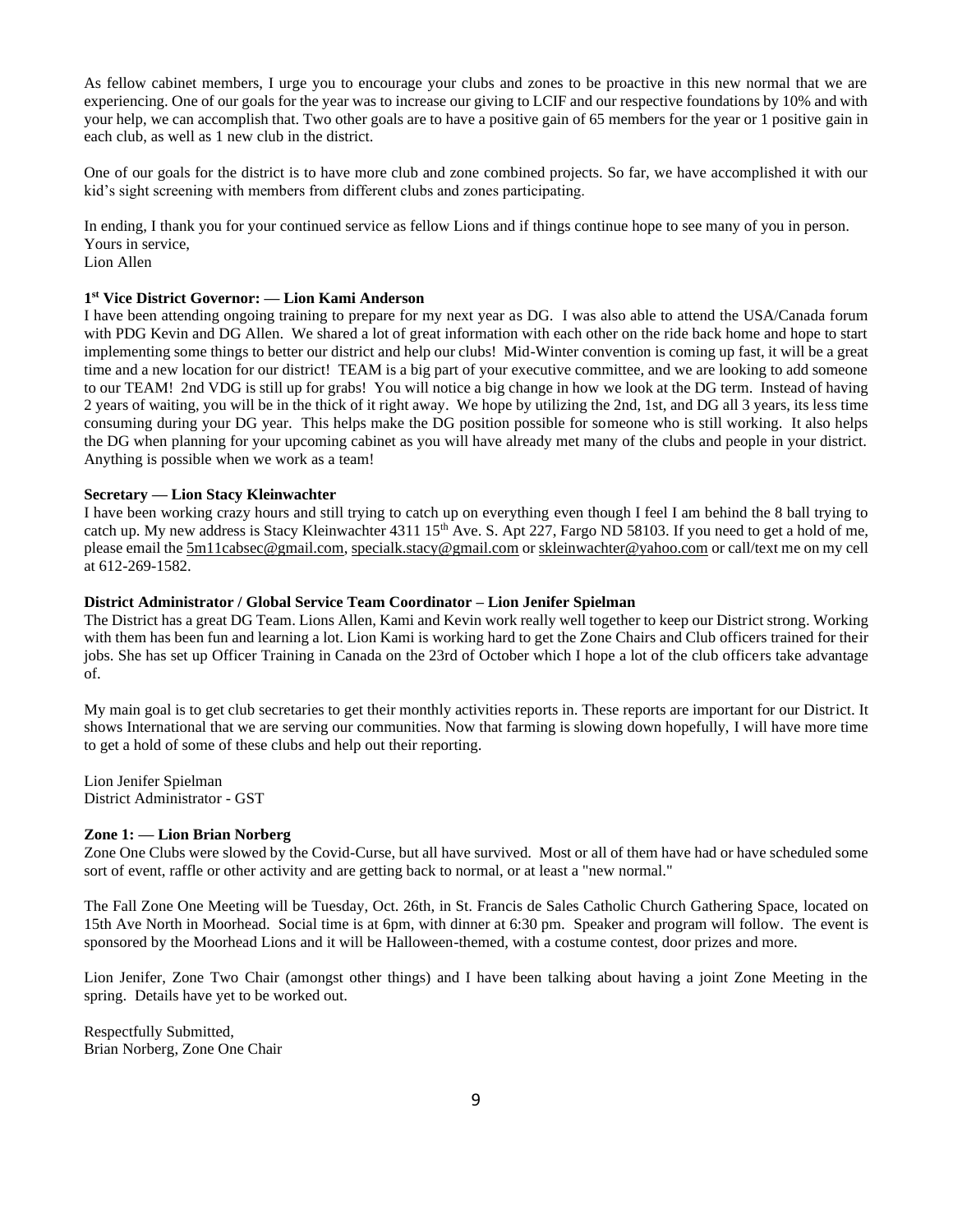As fellow cabinet members, I urge you to encourage your clubs and zones to be proactive in this new normal that we are experiencing. One of our goals for the year was to increase our giving to LCIF and our respective foundations by 10% and with your help, we can accomplish that. Two other goals are to have a positive gain of 65 members for the year or 1 positive gain in each club, as well as 1 new club in the district.

One of our goals for the district is to have more club and zone combined projects. So far, we have accomplished it with our kid's sight screening with members from different clubs and zones participating.

In ending, I thank you for your continued service as fellow Lions and if things continue hope to see many of you in person.
Yours in service,
Lion Allen

**1st Vice District Governor: — Lion Kami Anderson**

I have been attending ongoing training to prepare for my next year as DG. I was also able to attend the USA/Canada forum with PDG Kevin and DG Allen. We shared a lot of great information with each other on the ride back home and hope to start implementing some things to better our district and help our clubs! Mid-Winter convention is coming up fast, it will be a great time and a new location for our district! TEAM is a big part of your executive committee, and we are looking to add someone to our TEAM! 2nd VDG is still up for grabs! You will notice a big change in how we look at the DG term. Instead of having 2 years of waiting, you will be in the thick of it right away. We hope by utilizing the 2nd, 1st, and DG all 3 years, its less time consuming during your DG year. This helps make the DG position possible for someone who is still working. It also helps the DG when planning for your upcoming cabinet as you will have already met many of the clubs and people in your district. Anything is possible when we work as a team!

**Secretary — Lion Stacy Kleinwachter**

I have been working crazy hours and still trying to catch up on everything even though I feel I am behind the 8 ball trying to catch up. My new address is Stacy Kleinwachter 4311 15th Ave. S. Apt 227, Fargo ND 58103. If you need to get a hold of me, please email the 5m11cabsec@gmail.com, specialk.stacy@gmail.com or skleinwachter@yahoo.com or call/text me on my cell at 612-269-1582.

**District Administrator / Global Service Team Coordinator – Lion Jenifer Spielman**

The District has a great DG Team. Lions Allen, Kami and Kevin work really well together to keep our District strong. Working with them has been fun and learning a lot. Lion Kami is working hard to get the Zone Chairs and Club officers trained for their jobs. She has set up Officer Training in Canada on the 23rd of October which I hope a lot of the club officers take advantage of.

My main goal is to get club secretaries to get their monthly activities reports in. These reports are important for our District. It shows International that we are serving our communities. Now that farming is slowing down hopefully, I will have more time to get a hold of some of these clubs and help out their reporting.

Lion Jenifer Spielman
District Administrator - GST

**Zone 1: — Lion Brian Norberg**

Zone One Clubs were slowed by the Covid-Curse, but all have survived. Most or all of them have had or have scheduled some sort of event, raffle or other activity and are getting back to normal, or at least a "new normal."

The Fall Zone One Meeting will be Tuesday, Oct. 26th, in St. Francis de Sales Catholic Church Gathering Space, located on 15th Ave North in Moorhead. Social time is at 6pm, with dinner at 6:30 pm. Speaker and program will follow. The event is sponsored by the Moorhead Lions and it will be Halloween-themed, with a costume contest, door prizes and more.

Lion Jenifer, Zone Two Chair (amongst other things) and I have been talking about having a joint Zone Meeting in the spring. Details have yet to be worked out.

Respectfully Submitted,
Brian Norberg, Zone One Chair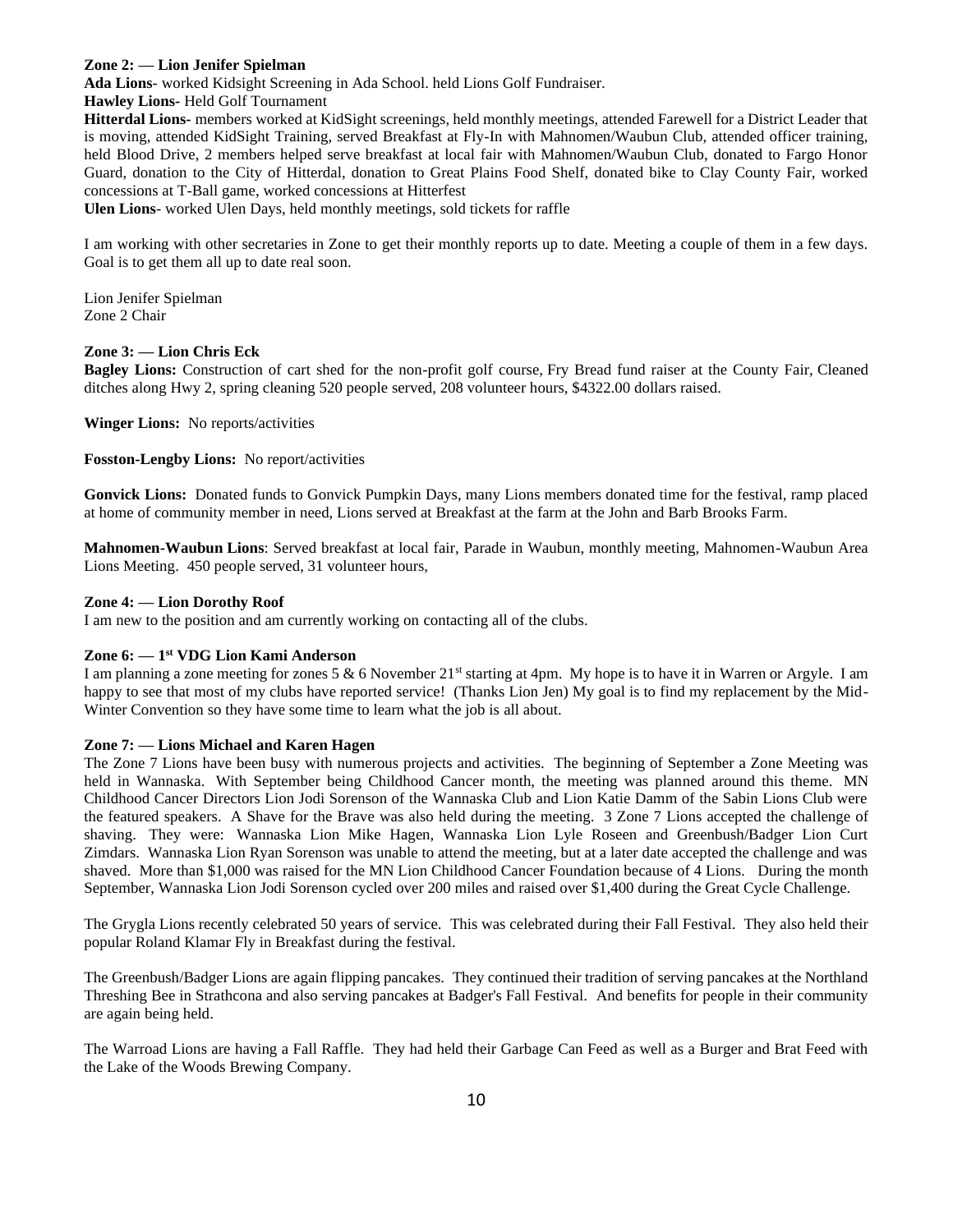**Zone 2: — Lion Jenifer Spielman**

**Ada Lions**- worked Kidsight Screening in Ada School. held Lions Golf Fundraiser.

**Hawley Lions-** Held Golf Tournament

**Hitterdal Lions-** members worked at KidSight screenings, held monthly meetings, attended Farewell for a District Leader that is moving, attended KidSight Training, served Breakfast at Fly-In with Mahnomen/Waubun Club, attended officer training, held Blood Drive, 2 members helped serve breakfast at local fair with Mahnomen/Waubun Club, donated to Fargo Honor Guard, donation to the City of Hitterdal, donation to Great Plains Food Shelf, donated bike to Clay County Fair, worked concessions at T-Ball game, worked concessions at Hitterfest

**Ulen Lions**- worked Ulen Days, held monthly meetings, sold tickets for raffle

I am working with other secretaries in Zone to get their monthly reports up to date. Meeting a couple of them in a few days. Goal is to get them all up to date real soon.

Lion Jenifer Spielman
Zone 2 Chair

**Zone 3: — Lion Chris Eck**

**Bagley Lions:** Construction of cart shed for the non-profit golf course, Fry Bread fund raiser at the County Fair, Cleaned ditches along Hwy 2, spring cleaning 520 people served, 208 volunteer hours, $4322.00 dollars raised.

**Winger Lions:** No reports/activities

**Fosston-Lengby Lions:** No report/activities

**Gonvick Lions:** Donated funds to Gonvick Pumpkin Days, many Lions members donated time for the festival, ramp placed at home of community member in need, Lions served at Breakfast at the farm at the John and Barb Brooks Farm.

**Mahnomen-Waubun Lions**: Served breakfast at local fair, Parade in Waubun, monthly meeting, Mahnomen-Waubun Area Lions Meeting. 450 people served, 31 volunteer hours,

**Zone 4: — Lion Dorothy Roof**

I am new to the position and am currently working on contacting all of the clubs.

**Zone 6: — 1st VDG Lion Kami Anderson**

I am planning a zone meeting for zones 5 & 6 November 21st starting at 4pm. My hope is to have it in Warren or Argyle. I am happy to see that most of my clubs have reported service! (Thanks Lion Jen) My goal is to find my replacement by the Mid-Winter Convention so they have some time to learn what the job is all about.

**Zone 7: — Lions Michael and Karen Hagen**

The Zone 7 Lions have been busy with numerous projects and activities. The beginning of September a Zone Meeting was held in Wannaska. With September being Childhood Cancer month, the meeting was planned around this theme. MN Childhood Cancer Directors Lion Jodi Sorenson of the Wannaska Club and Lion Katie Damm of the Sabin Lions Club were the featured speakers. A Shave for the Brave was also held during the meeting. 3 Zone 7 Lions accepted the challenge of shaving. They were: Wannaska Lion Mike Hagen, Wannaska Lion Lyle Roseen and Greenbush/Badger Lion Curt Zimdars. Wannaska Lion Ryan Sorenson was unable to attend the meeting, but at a later date accepted the challenge and was shaved. More than $1,000 was raised for the MN Lion Childhood Cancer Foundation because of 4 Lions. During the month September, Wannaska Lion Jodi Sorenson cycled over 200 miles and raised over $1,400 during the Great Cycle Challenge.

The Grygla Lions recently celebrated 50 years of service. This was celebrated during their Fall Festival. They also held their popular Roland Klamar Fly in Breakfast during the festival.

The Greenbush/Badger Lions are again flipping pancakes. They continued their tradition of serving pancakes at the Northland Threshing Bee in Strathcona and also serving pancakes at Badger's Fall Festival. And benefits for people in their community are again being held.

The Warroad Lions are having a Fall Raffle. They had held their Garbage Can Feed as well as a Burger and Brat Feed with the Lake of the Woods Brewing Company.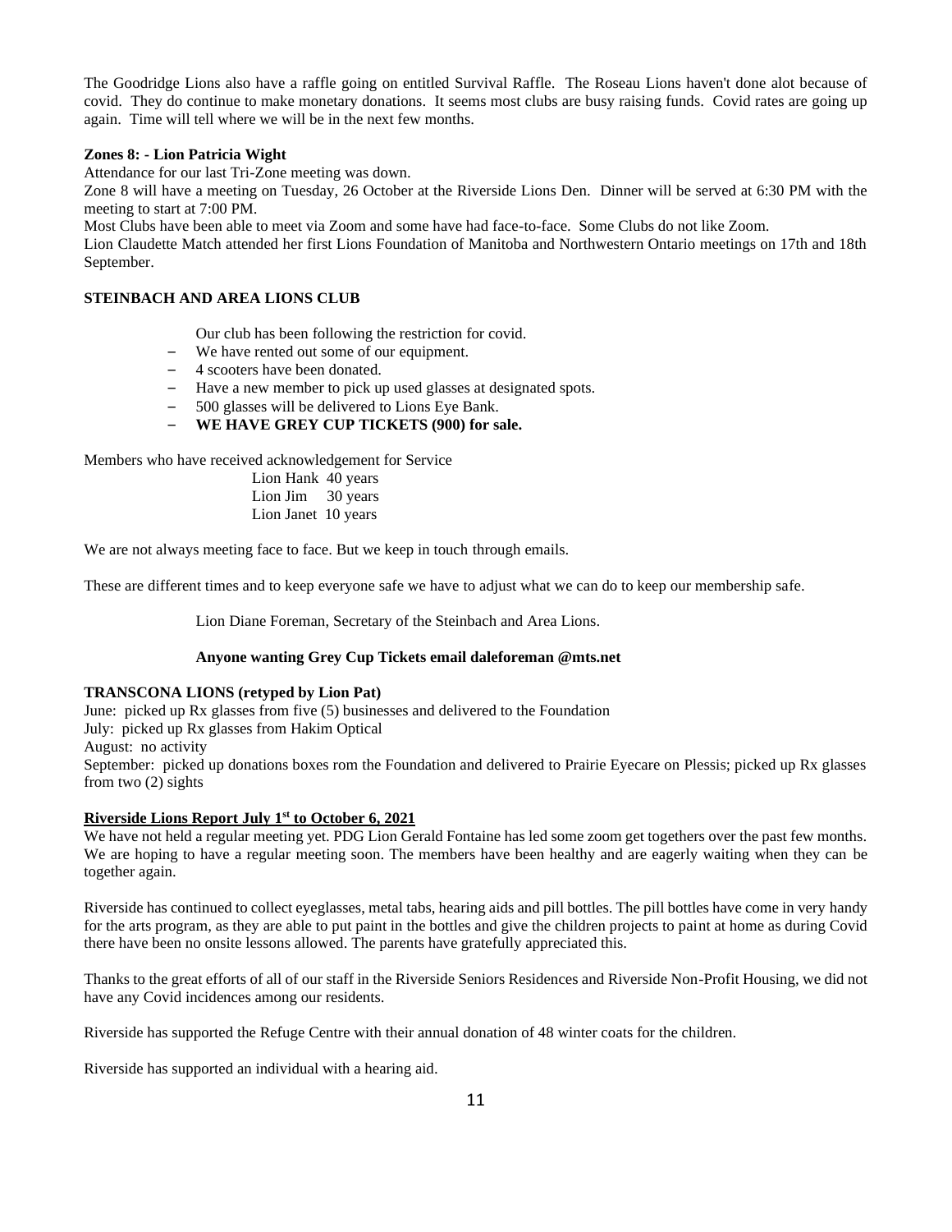The Goodridge Lions also have a raffle going on entitled Survival Raffle. The Roseau Lions haven't done alot because of covid. They do continue to make monetary donations. It seems most clubs are busy raising funds. Covid rates are going up again. Time will tell where we will be in the next few months.

**Zones 8: - Lion Patricia Wight**

Attendance for our last Tri-Zone meeting was down.

Zone 8 will have a meeting on Tuesday, 26 October at the Riverside Lions Den. Dinner will be served at 6:30 PM with the meeting to start at 7:00 PM.

Most Clubs have been able to meet via Zoom and some have had face-to-face. Some Clubs do not like Zoom.

Lion Claudette Match attended her first Lions Foundation of Manitoba and Northwestern Ontario meetings on 17th and 18th September.

**STEINBACH AND AREA LIONS CLUB**

Our club has been following the restriction for covid.

- We have rented out some of our equipment.
- 4 scooters have been donated.
- Have a new member to pick up used glasses at designated spots.
- 500 glasses will be delivered to Lions Eye Bank.
- **WE HAVE GREY CUP TICKETS (900) for sale.**

Members who have received acknowledgement for Service

Lion Hank 40 years
Lion Jim 30 years
Lion Janet 10 years

We are not always meeting face to face. But we keep in touch through emails.

These are different times and to keep everyone safe we have to adjust what we can do to keep our membership safe.

Lion Diane Foreman, Secretary of the Steinbach and Area Lions.

**Anyone wanting Grey Cup Tickets email daleforeman @mts.net**

**TRANSCONA LIONS (retyped by Lion Pat)**

June: picked up Rx glasses from five (5) businesses and delivered to the Foundation

July: picked up Rx glasses from Hakim Optical

August: no activity

September: picked up donations boxes rom the Foundation and delivered to Prairie Eyecare on Plessis; picked up Rx glasses from two (2) sights

**Riverside Lions Report July 1st to October 6, 2021**

We have not held a regular meeting yet. PDG Lion Gerald Fontaine has led some zoom get togethers over the past few months. We are hoping to have a regular meeting soon. The members have been healthy and are eagerly waiting when they can be together again.

Riverside has continued to collect eyeglasses, metal tabs, hearing aids and pill bottles. The pill bottles have come in very handy for the arts program, as they are able to put paint in the bottles and give the children projects to paint at home as during Covid there have been no onsite lessons allowed. The parents have gratefully appreciated this.

Thanks to the great efforts of all of our staff in the Riverside Seniors Residences and Riverside Non-Profit Housing, we did not have any Covid incidences among our residents.

Riverside has supported the Refuge Centre with their annual donation of 48 winter coats for the children.

Riverside has supported an individual with a hearing aid.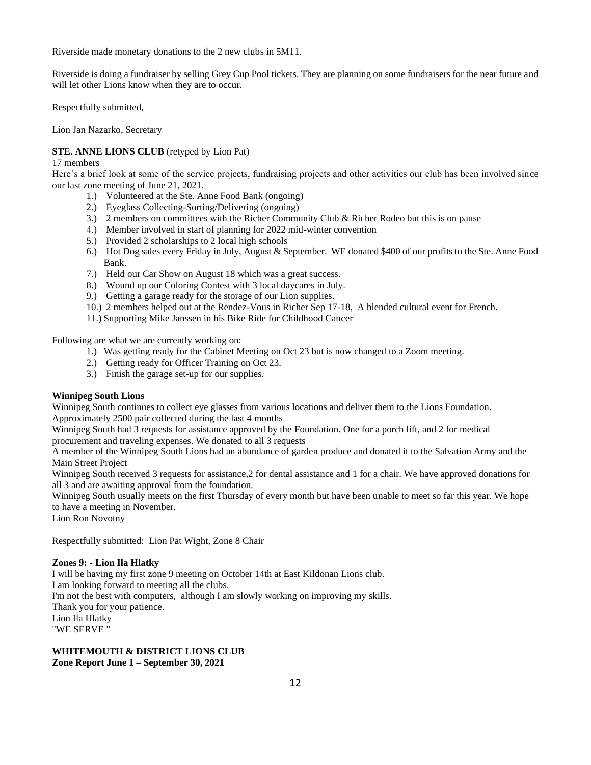Riverside made monetary donations to the 2 new clubs in 5M11.

Riverside is doing a fundraiser by selling Grey Cup Pool tickets. They are planning on some fundraisers for the near future and will let other Lions know when they are to occur.

Respectfully submitted,

Lion Jan Nazarko, Secretary

**STE. ANNE LIONS CLUB** (retyped by Lion Pat)

17 members

Here's a brief look at some of the service projects, fundraising projects and other activities our club has been involved since our last zone meeting of June 21, 2021.

1.) Volunteered at the Ste. Anne Food Bank (ongoing)
2.) Eyeglass Collecting-Sorting/Delivering (ongoing)
3.) 2 members on committees with the Richer Community Club & Richer Rodeo but this is on pause
4.) Member involved in start of planning for 2022 mid-winter convention
5.) Provided 2 scholarships to 2 local high schools
6.) Hot Dog sales every Friday in July, August & September. WE donated $400 of our profits to the Ste. Anne Food Bank.
7.) Held our Car Show on August 18 which was a great success.
8.) Wound up our Coloring Contest with 3 local daycares in July.
9.) Getting a garage ready for the storage of our Lion supplies.
10.) 2 members helped out at the Rendez-Vous in Richer Sep 17-18, A blended cultural event for French.
11.) Supporting Mike Janssen in his Bike Ride for Childhood Cancer

Following are what we are currently working on:

1.) Was getting ready for the Cabinet Meeting on Oct 23 but is now changed to a Zoom meeting.
2.) Getting ready for Officer Training on Oct 23.
3.) Finish the garage set-up for our supplies.

**Winnipeg South Lions**

Winnipeg South continues to collect eye glasses from various locations and deliver them to the Lions Foundation. Approximately 2500 pair collected during the last 4 months

Winnipeg South had 3 requests for assistance approved by the Foundation. One for a porch lift, and 2 for medical procurement and traveling expenses. We donated to all 3 requests

A member of the Winnipeg South Lions had an abundance of garden produce and donated it to the Salvation Army and the Main Street Project

Winnipeg South received 3 requests for assistance,2 for dental assistance and 1 for a chair. We have approved donations for all 3 and are awaiting approval from the foundation.

Winnipeg South usually meets on the first Thursday of every month but have been unable to meet so far this year. We hope to have a meeting in November.

Lion Ron Novotny

Respectfully submitted: Lion Pat Wight, Zone 8 Chair

**Zones 9: - Lion Ila Hlatky**

I will be having my first zone 9 meeting on October 14th at East Kildonan Lions club.
I am looking forward to meeting all the clubs.
I'm not the best with computers, although I am slowly working on improving my skills.
Thank you for your patience.
Lion Ila Hlatky
"WE SERVE "

**WHITEMOUTH & DISTRICT LIONS CLUB**
**Zone Report June 1 – September 30, 2021**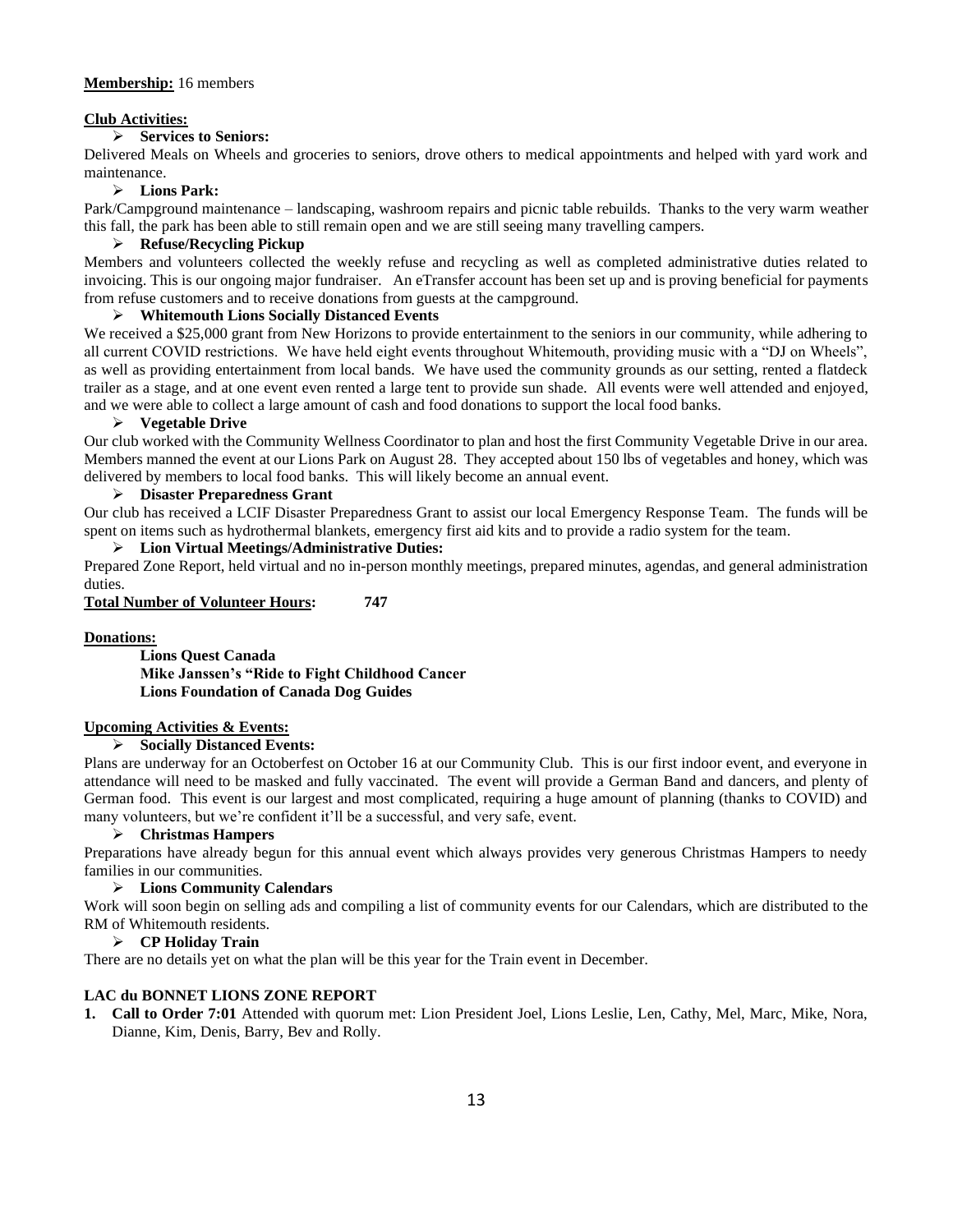**Membership:** 16 members

**Club Activities:**

- **Services to Seniors:**

Delivered Meals on Wheels and groceries to seniors, drove others to medical appointments and helped with yard work and maintenance.

- **Lions Park:**

Park/Campground maintenance – landscaping, washroom repairs and picnic table rebuilds. Thanks to the very warm weather this fall, the park has been able to still remain open and we are still seeing many travelling campers.

- **Refuse/Recycling Pickup**

Members and volunteers collected the weekly refuse and recycling as well as completed administrative duties related to invoicing. This is our ongoing major fundraiser. An eTransfer account has been set up and is proving beneficial for payments from refuse customers and to receive donations from guests at the campground.

- **Whitemouth Lions Socially Distanced Events**

We received a $25,000 grant from New Horizons to provide entertainment to the seniors in our community, while adhering to all current COVID restrictions. We have held eight events throughout Whitemouth, providing music with a "DJ on Wheels", as well as providing entertainment from local bands. We have used the community grounds as our setting, rented a flatdeck trailer as a stage, and at one event even rented a large tent to provide sun shade. All events were well attended and enjoyed, and we were able to collect a large amount of cash and food donations to support the local food banks.

- **Vegetable Drive**

Our club worked with the Community Wellness Coordinator to plan and host the first Community Vegetable Drive in our area. Members manned the event at our Lions Park on August 28. They accepted about 150 lbs of vegetables and honey, which was delivered by members to local food banks. This will likely become an annual event.

- **Disaster Preparedness Grant**

Our club has received a LCIF Disaster Preparedness Grant to assist our local Emergency Response Team. The funds will be spent on items such as hydrothermal blankets, emergency first aid kits and to provide a radio system for the team.

- **Lion Virtual Meetings/Administrative Duties:**

Prepared Zone Report, held virtual and no in-person monthly meetings, prepared minutes, agendas, and general administration duties.

**Total Number of Volunteer Hours: 747**

**Donations:**

**Lions Quest Canada**
**Mike Janssen's "Ride to Fight Childhood Cancer**
**Lions Foundation of Canada Dog Guides**

**Upcoming Activities & Events:**

- **Socially Distanced Events:**

Plans are underway for an Octoberfest on October 16 at our Community Club. This is our first indoor event, and everyone in attendance will need to be masked and fully vaccinated. The event will provide a German Band and dancers, and plenty of German food. This event is our largest and most complicated, requiring a huge amount of planning (thanks to COVID) and many volunteers, but we're confident it'll be a successful, and very safe, event.

- **Christmas Hampers**

Preparations have already begun for this annual event which always provides very generous Christmas Hampers to needy families in our communities.

- **Lions Community Calendars**

Work will soon begin on selling ads and compiling a list of community events for our Calendars, which are distributed to the RM of Whitemouth residents.

- **CP Holiday Train**

There are no details yet on what the plan will be this year for the Train event in December.

**LAC du BONNET LIONS ZONE REPORT**

1. **Call to Order 7:01** Attended with quorum met: Lion President Joel, Lions Leslie, Len, Cathy, Mel, Marc, Mike, Nora, Dianne, Kim, Denis, Barry, Bev and Rolly.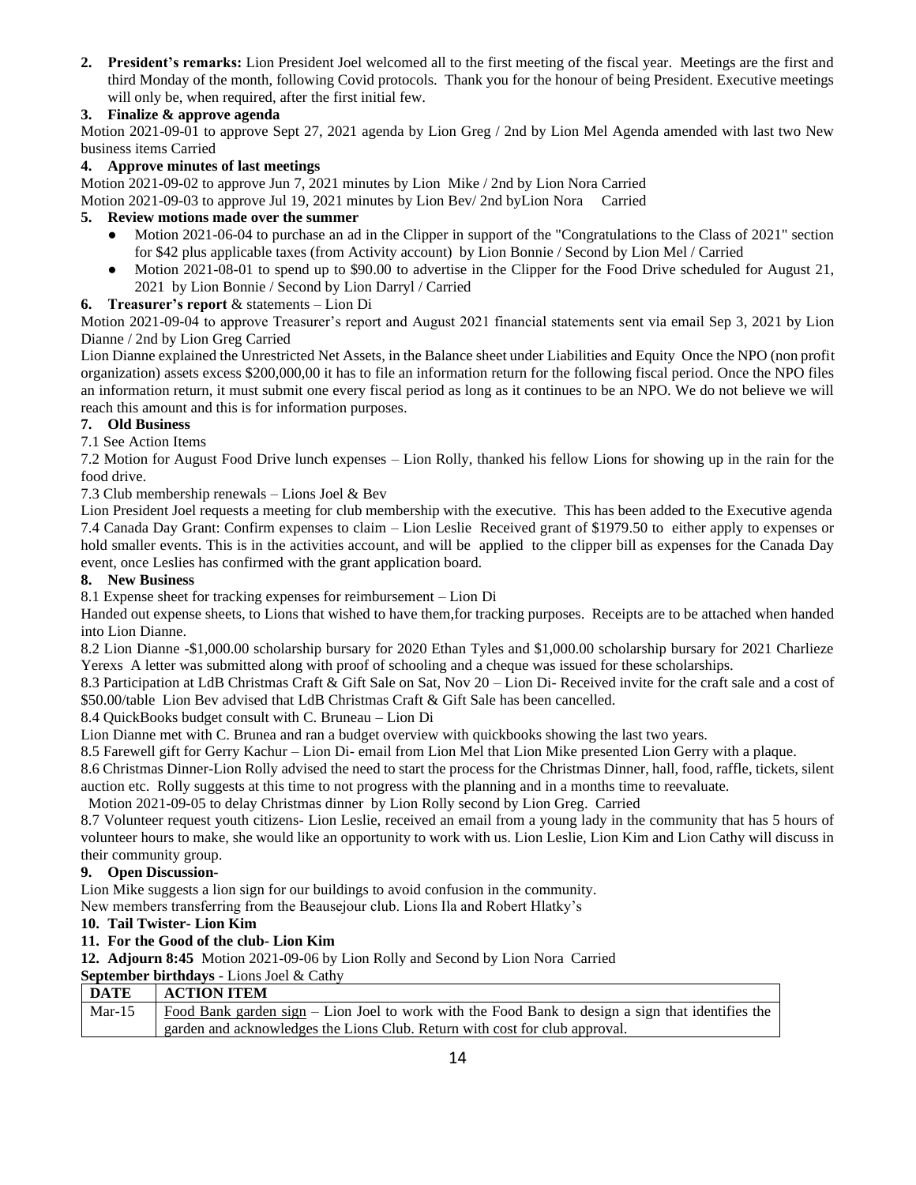2. **President's remarks:** Lion President Joel welcomed all to the first meeting of the fiscal year. Meetings are the first and third Monday of the month, following Covid protocols. Thank you for the honour of being President. Executive meetings will only be, when required, after the first initial few.

3. **Finalize & approve agenda**

Motion 2021-09-01 to approve Sept 27, 2021 agenda by Lion Greg / 2nd by Lion Mel Agenda amended with last two New business items Carried

4. **Approve minutes of last meetings**

Motion 2021-09-02 to approve Jun 7, 2021 minutes by Lion Mike / 2nd by Lion Nora Carried

Motion 2021-09-03 to approve Jul 19, 2021 minutes by Lion Bev/ 2nd byLion Nora Carried

5. **Review motions made over the summer**

- Motion 2021-06-04 to purchase an ad in the Clipper in support of the "Congratulations to the Class of 2021" section for $42 plus applicable taxes (from Activity account) by Lion Bonnie / Second by Lion Mel / Carried
- Motion 2021-08-01 to spend up to $90.00 to advertise in the Clipper for the Food Drive scheduled for August 21, 2021 by Lion Bonnie / Second by Lion Darryl / Carried

6. **Treasurer's report** & statements – Lion Di

Motion 2021-09-04 to approve Treasurer's report and August 2021 financial statements sent via email Sep 3, 2021 by Lion Dianne / 2nd by Lion Greg Carried

Lion Dianne explained the Unrestricted Net Assets, in the Balance sheet under Liabilities and Equity Once the NPO (non profit organization) assets excess $200,000,00 it has to file an information return for the following fiscal period. Once the NPO files an information return, it must submit one every fiscal period as long as it continues to be an NPO. We do not believe we will reach this amount and this is for information purposes.

7. **Old Business**

7.1 See Action Items

7.2 Motion for August Food Drive lunch expenses – Lion Rolly, thanked his fellow Lions for showing up in the rain for the food drive.

7.3 Club membership renewals – Lions Joel & Bev

Lion President Joel requests a meeting for club membership with the executive. This has been added to the Executive agenda

7.4 Canada Day Grant: Confirm expenses to claim – Lion Leslie Received grant of $1979.50 to either apply to expenses or hold smaller events. This is in the activities account, and will be applied to the clipper bill as expenses for the Canada Day event, once Leslies has confirmed with the grant application board.

8. **New Business**

8.1 Expense sheet for tracking expenses for reimbursement – Lion Di

Handed out expense sheets, to Lions that wished to have them,for tracking purposes. Receipts are to be attached when handed into Lion Dianne.

8.2 Lion Dianne -$1,000.00 scholarship bursary for 2020 Ethan Tyles and $1,000.00 scholarship bursary for 2021 Charlieze Yerexs A letter was submitted along with proof of schooling and a cheque was issued for these scholarships.

8.3 Participation at LdB Christmas Craft & Gift Sale on Sat, Nov 20 – Lion Di- Received invite for the craft sale and a cost of $50.00/table Lion Bev advised that LdB Christmas Craft & Gift Sale has been cancelled.

8.4 QuickBooks budget consult with C. Bruneau – Lion Di

Lion Dianne met with C. Brunea and ran a budget overview with quickbooks showing the last two years.

8.5 Farewell gift for Gerry Kachur – Lion Di- email from Lion Mel that Lion Mike presented Lion Gerry with a plaque.

8.6 Christmas Dinner-Lion Rolly advised the need to start the process for the Christmas Dinner, hall, food, raffle, tickets, silent auction etc. Rolly suggests at this time to not progress with the planning and in a months time to reevaluate.

Motion 2021-09-05 to delay Christmas dinner by Lion Rolly second by Lion Greg. Carried

8.7 Volunteer request youth citizens- Lion Leslie, received an email from a young lady in the community that has 5 hours of volunteer hours to make, she would like an opportunity to work with us. Lion Leslie, Lion Kim and Lion Cathy will discuss in their community group.

9. **Open Discussion-**

Lion Mike suggests a lion sign for our buildings to avoid confusion in the community.

New members transferring from the Beausejour club. Lions Ila and Robert Hlatky's

10. **Tail Twister- Lion Kim**

11. **For the Good of the club- Lion Kim**

12. **Adjourn 8:45** Motion 2021-09-06 by Lion Rolly and Second by Lion Nora Carried

**September birthdays** - Lions Joel & Cathy

| DATE | ACTION ITEM |
|---|---|
| Mar-15 | Food Bank garden sign – Lion Joel to work with the Food Bank to design a sign that identifies the garden and acknowledges the Lions Club. Return with cost for club approval. |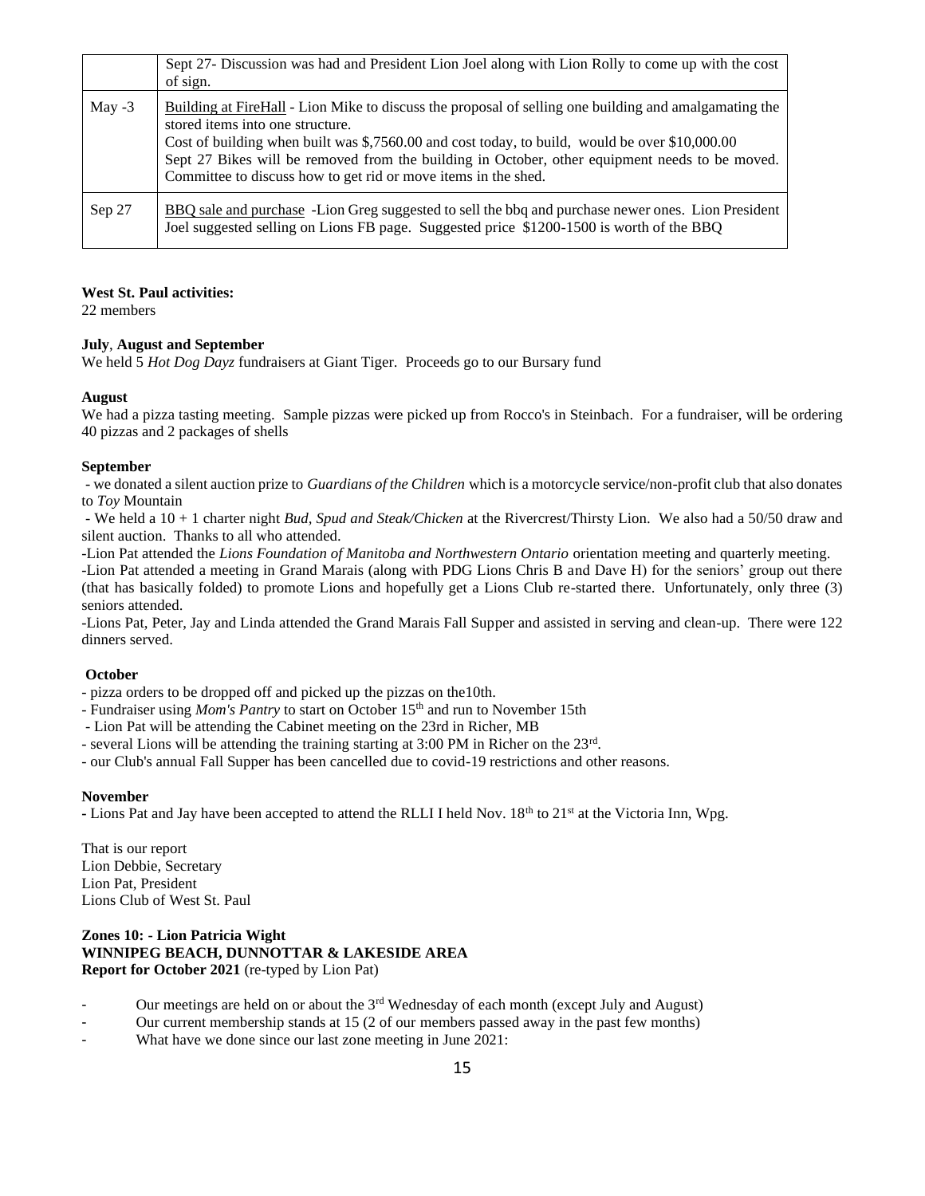| | |
|---|---|
| | Sept 27- Discussion was had and President Lion Joel along with Lion Rolly to come up with the cost of sign. |
| May -3 | <u>Building at FireHall</u> - Lion Mike to discuss the proposal of selling one building and amalgamating the stored items into one structure.<br>Cost of building when built was $,7560.00 and cost today, to build, would be over $10,000.00<br>Sept 27 Bikes will be removed from the building in October, other equipment needs to be moved. Committee to discuss how to get rid or move items in the shed. |
| Sep 27 | <u>BBQ sale and purchase</u> -Lion Greg suggested to sell the bbq and purchase newer ones. Lion President Joel suggested selling on Lions FB page. Suggested price $1200-1500 is worth of the BBQ |

**West St. Paul activities:**
22 members

**July, August and September**
We held 5 *Hot Dog Dayz* fundraisers at Giant Tiger. Proceeds go to our Bursary fund

**August**
We had a pizza tasting meeting. Sample pizzas were picked up from Rocco's in Steinbach. For a fundraiser, will be ordering 40 pizzas and 2 packages of shells

**September**
- we donated a silent auction prize to *Guardians of the Children* which is a motorcycle service/non-profit club that also donates to *Toy* Mountain
- We held a 10 + 1 charter night *Bud, Spud and Steak/Chicken* at the Rivercrest/Thirsty Lion. We also had a 50/50 draw and silent auction. Thanks to all who attended.
-Lion Pat attended the *Lions Foundation of Manitoba and Northwestern Ontario* orientation meeting and quarterly meeting.
-Lion Pat attended a meeting in Grand Marais (along with PDG Lions Chris B and Dave H) for the seniors' group out there (that has basically folded) to promote Lions and hopefully get a Lions Club re-started there. Unfortunately, only three (3) seniors attended.
-Lions Pat, Peter, Jay and Linda attended the Grand Marais Fall Supper and assisted in serving and clean-up. There were 122 dinners served.

**October**
- pizza orders to be dropped off and picked up the pizzas on the10th.
- Fundraiser using *Mom's Pantry* to start on October 15th and run to November 15th
- Lion Pat will be attending the Cabinet meeting on the 23rd in Richer, MB
- several Lions will be attending the training starting at 3:00 PM in Richer on the 23rd.
- our Club's annual Fall Supper has been cancelled due to covid-19 restrictions and other reasons.

**November**
- Lions Pat and Jay have been accepted to attend the RLLI I held Nov. 18th to 21st at the Victoria Inn, Wpg.

That is our report
Lion Debbie, Secretary
Lion Pat, President
Lions Club of West St. Paul

**Zones 10: - Lion Patricia Wight**
**WINNIPEG BEACH, DUNNOTTAR & LAKESIDE AREA**
**Report for October 2021** (re-typed by Lion Pat)

- Our meetings are held on or about the 3rd Wednesday of each month (except July and August)
- Our current membership stands at 15 (2 of our members passed away in the past few months)
- What have we done since our last zone meeting in June 2021: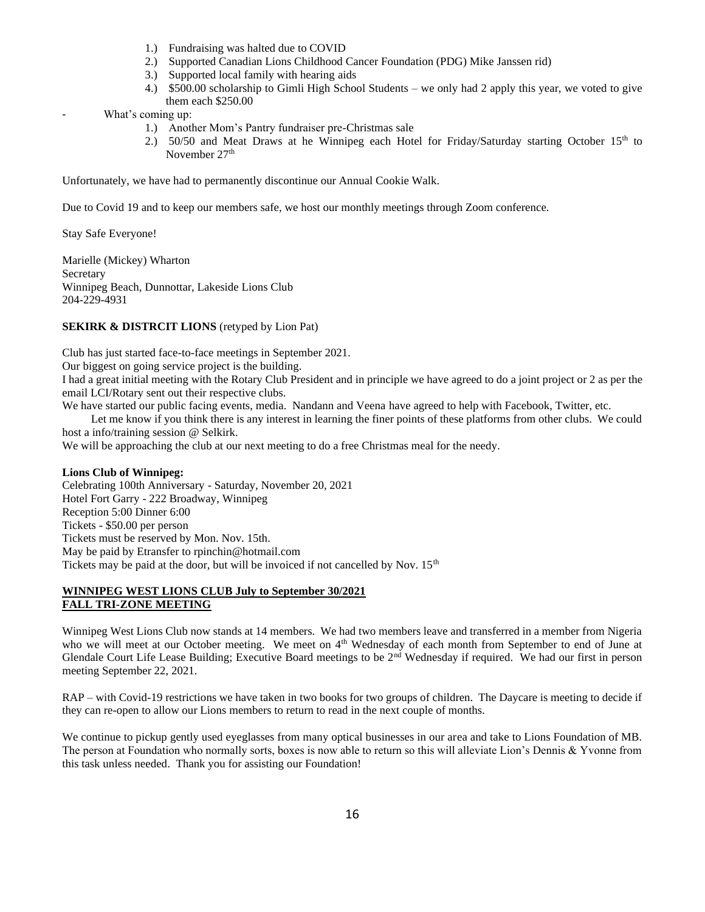1.) Fundraising was halted due to COVID
2.) Supported Canadian Lions Childhood Cancer Foundation (PDG) Mike Janssen rid)
3.) Supported local family with hearing aids
4.) $500.00 scholarship to Gimli High School Students – we only had 2 apply this year, we voted to give them each $250.00

- What's coming up:
    1.) Another Mom's Pantry fundraiser pre-Christmas sale
    2.) 50/50 and Meat Draws at he Winnipeg each Hotel for Friday/Saturday starting October 15th to November 27th

Unfortunately, we have had to permanently discontinue our Annual Cookie Walk.

Due to Covid 19 and to keep our members safe, we host our monthly meetings through Zoom conference.

Stay Safe Everyone!

Marielle (Mickey) Wharton
Secretary
Winnipeg Beach, Dunnottar, Lakeside Lions Club
204-229-4931

**SEKIRK & DISTRCIT LIONS** (retyped by Lion Pat)

Club has just started face-to-face meetings in September 2021.
Our biggest on going service project is the building.
I had a great initial meeting with the Rotary Club President and in principle we have agreed to do a joint project or 2 as per the email LCI/Rotary sent out their respective clubs.
We have started our public facing events, media. Nandann and Veena have agreed to help with Facebook, Twitter, etc.
Let me know if you think there is any interest in learning the finer points of these platforms from other clubs. We could host a info/training session @ Selkirk.
We will be approaching the club at our next meeting to do a free Christmas meal for the needy.

**Lions Club of Winnipeg:**
Celebrating 100th Anniversary - Saturday, November 20, 2021
Hotel Fort Garry - 222 Broadway, Winnipeg
Reception 5:00 Dinner 6:00
Tickets - $50.00 per person
Tickets must be reserved by Mon. Nov. 15th.
May be paid by Etransfer to rpinchin@hotmail.com
Tickets may be paid at the door, but will be invoiced if not cancelled by Nov. 15th

**WINNIPEG WEST LIONS CLUB July to September 30/2021**
**FALL TRI-ZONE MEETING**

Winnipeg West Lions Club now stands at 14 members. We had two members leave and transferred in a member from Nigeria who we will meet at our October meeting. We meet on 4th Wednesday of each month from September to end of June at Glendale Court Life Lease Building; Executive Board meetings to be 2nd Wednesday if required. We had our first in person meeting September 22, 2021.

RAP – with Covid-19 restrictions we have taken in two books for two groups of children. The Daycare is meeting to decide if they can re-open to allow our Lions members to return to read in the next couple of months.

We continue to pickup gently used eyeglasses from many optical businesses in our area and take to Lions Foundation of MB. The person at Foundation who normally sorts, boxes is now able to return so this will alleviate Lion's Dennis & Yvonne from this task unless needed. Thank you for assisting our Foundation!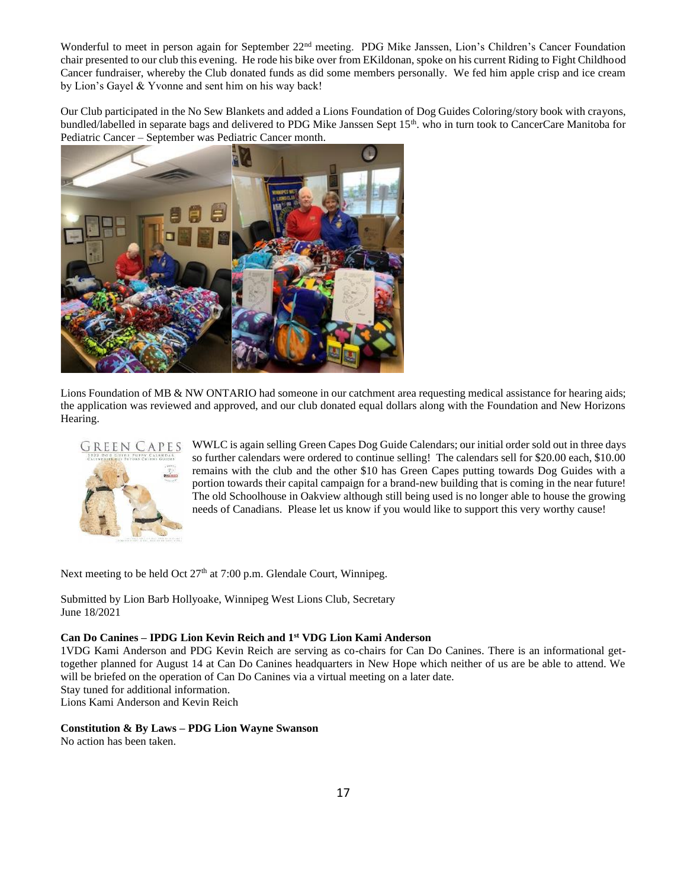Wonderful to meet in person again for September 22nd meeting. PDG Mike Janssen, Lion's Children's Cancer Foundation chair presented to our club this evening. He rode his bike over from EKildonan, spoke on his current Riding to Fight Childhood Cancer fundraiser, whereby the Club donated funds as did some members personally. We fed him apple crisp and ice cream by Lion's Gayel & Yvonne and sent him on his way back!

Our Club participated in the No Sew Blankets and added a Lions Foundation of Dog Guides Coloring/story book with crayons, bundled/labelled in separate bags and delivered to PDG Mike Janssen Sept 15th. who in turn took to CancerCare Manitoba for Pediatric Cancer – September was Pediatric Cancer month.

Lions Foundation of MB & NW ONTARIO had someone in our catchment area requesting medical assistance for hearing aids; the application was reviewed and approved, and our club donated equal dollars along with the Foundation and New Horizons Hearing.

WWLC is again selling Green Capes Dog Guide Calendars; our initial order sold out in three days so further calendars were ordered to continue selling! The calendars sell for $20.00 each, $10.00 remains with the club and the other $10 has Green Capes putting towards Dog Guides with a portion towards their capital campaign for a brand-new building that is coming in the near future! The old Schoolhouse in Oakview although still being used is no longer able to house the growing needs of Canadians. Please let us know if you would like to support this very worthy cause!

Next meeting to be held Oct 27th at 7:00 p.m. Glendale Court, Winnipeg.

Submitted by Lion Barb Hollyoake, Winnipeg West Lions Club, Secretary
June 18/2021

**Can Do Canines – IPDG Lion Kevin Reich and 1st VDG Lion Kami Anderson**

1VDG Kami Anderson and PDG Kevin Reich are serving as co-chairs for Can Do Canines. There is an informational get-together planned for August 14 at Can Do Canines headquarters in New Hope which neither of us are be able to attend. We will be briefed on the operation of Can Do Canines via a virtual meeting on a later date.
Stay tuned for additional information.
Lions Kami Anderson and Kevin Reich

**Constitution & By Laws – PDG Lion Wayne Swanson**

No action has been taken.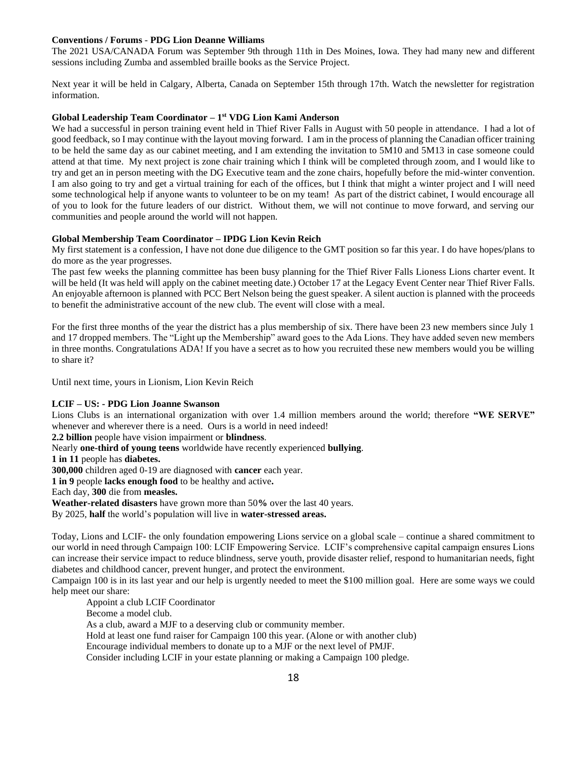**Conventions / Forums** - **PDG Lion Deanne Williams**

The 2021 USA/CANADA Forum was September 9th through 11th in Des Moines, Iowa. They had many new and different sessions including Zumba and assembled braille books as the Service Project.

Next year it will be held in Calgary, Alberta, Canada on September 15th through 17th. Watch the newsletter for registration information.

**Global Leadership Team Coordinator – 1st VDG Lion Kami Anderson**

We had a successful in person training event held in Thief River Falls in August with 50 people in attendance. I had a lot of good feedback, so I may continue with the layout moving forward. I am in the process of planning the Canadian officer training to be held the same day as our cabinet meeting, and I am extending the invitation to 5M10 and 5M13 in case someone could attend at that time. My next project is zone chair training which I think will be completed through zoom, and I would like to try and get an in person meeting with the DG Executive team and the zone chairs, hopefully before the mid-winter convention. I am also going to try and get a virtual training for each of the offices, but I think that might a winter project and I will need some technological help if anyone wants to volunteer to be on my team! As part of the district cabinet, I would encourage all of you to look for the future leaders of our district. Without them, we will not continue to move forward, and serving our communities and people around the world will not happen.

**Global Membership Team Coordinator – IPDG Lion Kevin Reich**

My first statement is a confession, I have not done due diligence to the GMT position so far this year. I do have hopes/plans to do more as the year progresses.

The past few weeks the planning committee has been busy planning for the Thief River Falls Lioness Lions charter event. It will be held (It was held will apply on the cabinet meeting date.) October 17 at the Legacy Event Center near Thief River Falls. An enjoyable afternoon is planned with PCC Bert Nelson being the guest speaker. A silent auction is planned with the proceeds to benefit the administrative account of the new club. The event will close with a meal.

For the first three months of the year the district has a plus membership of six. There have been 23 new members since July 1 and 17 dropped members. The "Light up the Membership" award goes to the Ada Lions. They have added seven new members in three months. Congratulations ADA! If you have a secret as to how you recruited these new members would you be willing to share it?

Until next time, yours in Lionism, Lion Kevin Reich

**LCIF – US: - PDG Lion Joanne Swanson**

Lions Clubs is an international organization with over 1.4 million members around the world; therefore **"WE SERVE"** whenever and wherever there is a need. Ours is a world in need indeed!

**2.2 billion** people have vision impairment or **blindness**.

Nearly **one-third of young teens** worldwide have recently experienced **bullying**.

**1 in 11** people has **diabetes.**

**300,000** children aged 0-19 are diagnosed with **cancer** each year.

**1 in 9** people **lacks enough food** to be healthy and active**.**

Each day, **300** die from **measles.**

**Weather-related disasters** have grown more than 50**%** over the last 40 years.

By 2025, **half** the world's population will live in **water-stressed areas.**

Today, Lions and LCIF- the only foundation empowering Lions service on a global scale – continue a shared commitment to our world in need through Campaign 100: LCIF Empowering Service. LCIF's comprehensive capital campaign ensures Lions can increase their service impact to reduce blindness, serve youth, provide disaster relief, respond to humanitarian needs, fight diabetes and childhood cancer, prevent hunger, and protect the environment.

Campaign 100 is in its last year and our help is urgently needed to meet the $100 million goal. Here are some ways we could help meet our share:

Appoint a club LCIF Coordinator
Become a model club.
As a club, award a MJF to a deserving club or community member.
Hold at least one fund raiser for Campaign 100 this year. (Alone or with another club)
Encourage individual members to donate up to a MJF or the next level of PMJF.
Consider including LCIF in your estate planning or making a Campaign 100 pledge.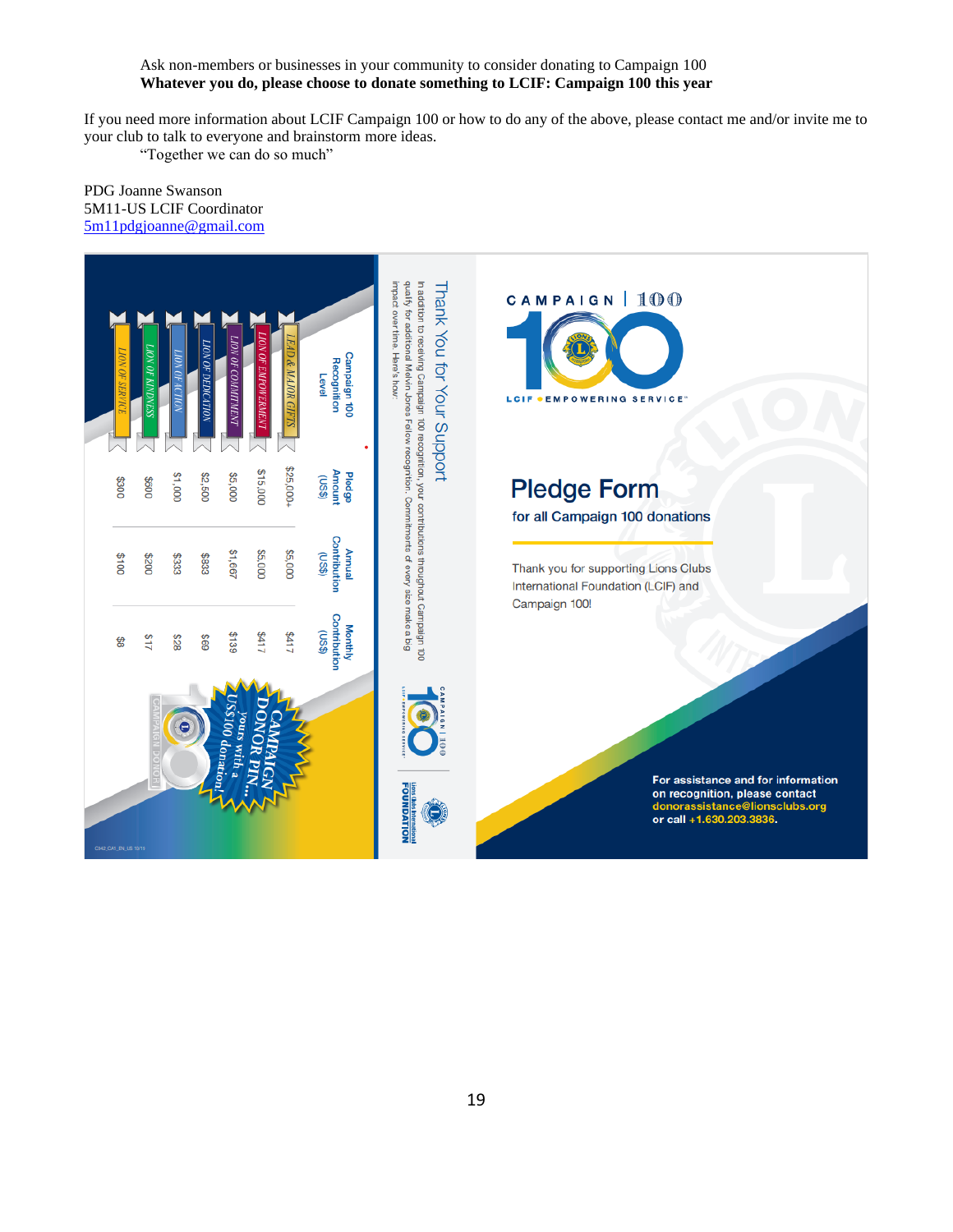Ask non-members or businesses in your community to consider donating to Campaign 100
**Whatever you do, please choose to donate something to LCIF: Campaign 100 this year**

If you need more information about LCIF Campaign 100 or how to do any of the above, please contact me and/or invite me to your club to talk to everyone and brainstorm more ideas.

"Together we can do so much"

PDG Joanne Swanson
5M11-US LCIF Coordinator
5m11pdgjoanne@gmail.com

CAMPAIGN | 100

LCIF • EMPOWERING SERVICE™

## Pledge Form

for all Campaign 100 donations

Thank you for supporting Lions Clubs International Foundation (LCIF) and Campaign 100!

**For assistance and for information on recognition, please contact donorassistance@lionsclubs.org or call +1.630.203.3836.**

### Thank You for Your Support

In addition to receiving Campaign 100 recognition, your contributions throughout Campaign 100 qualify for additional Melvin Jones Fellow recognition. Commitments of every size make a big impact over time. Here's how:

| Campaign 100 Recognition Level | Pledge Amount (US$) | Annual Contribution (US$) | Monthly Contribution (US$) |
|---|---|---|---|
| LEAD & MAJOR GIFTS | $25,000+ | $5,000 | $417 |
| LION OF EMPOWERMENT | $15,000 | $5,000 | $417 |
| LION OF COMMITMENT | $5,000 | $1,667 | $139 |
| LION OF DEDICATION | $2,500 | $833 | $69 |
| LION OF ACTION | $1,000 | $333 | $28 |
| LION OF KINDNESS | $500 | $200 | $17 |
| LION OF SERVICE | $300 | $100 | $8 |

CAMPAIGN DONOR PIN... yours with a US$100 donation!

Lions Clubs International FOUNDATION

C342_CA1_EN_US 10/19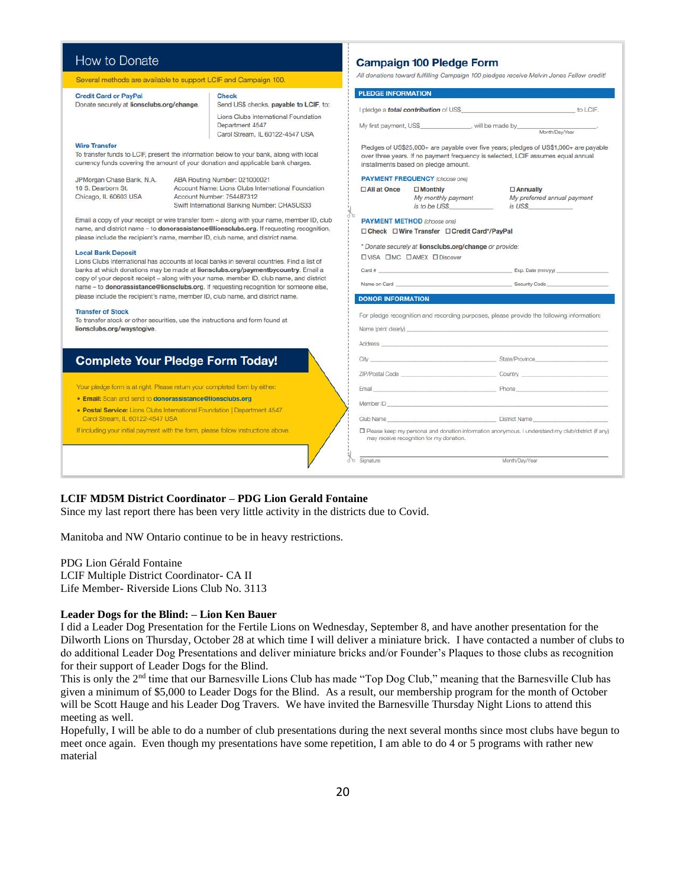## How to Donate

Several methods are available to support LCIF and Campaign 100.

**Credit Card or PayPal**
Donate securely at **lionsclubs.org/change**.

**Check**
Send US$ checks, **payable to LCIF**, to:

Lions Clubs International Foundation
Department 4547
Carol Stream, IL 60122-4547 USA

**Wire Transfer**
To transfer funds to LCIF, present the information below to your bank, along with local currency funds covering the amount of your donation and applicable bank charges.

JPMorgan Chase Bank, N.A.
10 S. Dearborn St.
Chicago, IL 60603 USA

ABA Routing Number: 021000021
Account Name: Lions Clubs International Foundation
Account Number: 754487312
Swift International Banking Number: CHASUS33

Email a copy of your receipt or wire transfer form – along with your name, member ID, club name, and district name – to **donorassistance@lionsclubs.org**. If requesting recognition, please include the recipient's name, member ID, club name, and district name.

**Local Bank Deposit**
Lions Clubs International has accounts at local banks in several countries. Find a list of banks at which donations may be made at **lionsclubs.org/paymentbycountry**. Email a copy of your deposit receipt – along with your name, member ID, club name, and district name – to **donorassistance@lionsclubs.org**. If requesting recognition for someone else, please include the recipient's name, member ID, club name, and district name.

**Transfer of Stock**
To transfer stock or other securities, use the instructions and form found at **lionsclubs.org/waystogive**.

### Complete Your Pledge Form Today!

Your pledge form is at right. Please return your completed form by either:

- **Email:** Scan and send to **donorassistance@lionsclubs.org**
- **Postal Service:** Lions Clubs International Foundation | Department 4547 Carol Stream, IL 60122-4547 USA

If including your initial payment with the form, please follow instructions above.

## Campaign 100 Pledge Form

*All donations toward fulfilling Campaign 100 pledges receive Melvin Jones Fellow credit!*

**PLEDGE INFORMATION**

I pledge a ***total contribution*** of US$\_\_\_\_\_\_\_\_\_\_\_\_\_\_\_\_\_\_ to LCIF.

My first payment, US$\_\_\_\_\_\_\_\_\_\_, will be made by \_\_\_\_\_\_\_\_\_\_ (Month/Day/Year).

Pledges of US$25,000+ are payable over five years; pledges of US$1,000+ are payable over three years. If no payment frequency is selected, LCIF assumes equal annual installments based on pledge amount.

**PAYMENT FREQUENCY** *(choose one)*

☐ **All at Once** ☐ **Monthly** *My monthly payment is to be US$\_\_\_\_\_\_* ☐ **Annually** *My preferred annual payment is US$\_\_\_\_\_\_*

**PAYMENT METHOD** *(choose one)*

☐ **Check** ☐ **Wire Transfer** ☐ **Credit Card\*/PayPal**

*\* Donate securely at* **lionsclubs.org/change** *or provide:*

☐ VISA ☐ MC ☐ AMEX ☐ Discover

Card # \_\_\_\_\_\_\_\_\_\_ Exp. Date (mm/yy) \_\_\_\_\_\_

Name on Card \_\_\_\_\_\_\_\_\_\_ Security Code \_\_\_\_\_\_

**DONOR INFORMATION**

For pledge recognition and recording purposes, please provide the following information:

Name (print clearly) \_\_\_\_\_\_\_\_\_\_

Address \_\_\_\_\_\_\_\_\_\_

City \_\_\_\_\_\_\_\_\_\_ State/Province \_\_\_\_\_\_\_\_\_\_

ZIP/Postal Code \_\_\_\_\_\_\_\_\_\_ Country \_\_\_\_\_\_\_\_\_\_

Email \_\_\_\_\_\_\_\_\_\_ Phone \_\_\_\_\_\_\_\_\_\_

Member ID \_\_\_\_\_\_\_\_\_\_

Club Name \_\_\_\_\_\_\_\_\_\_ District Name \_\_\_\_\_\_\_\_\_\_

☐ Please keep my personal and donation information anonymous. I understand my club/district (if any) may receive recognition for my donation.

Signature \_\_\_\_\_\_\_\_\_\_ Month/Day/Year \_\_\_\_\_\_\_\_\_\_

**LCIF MD5M District Coordinator – PDG Lion Gerald Fontaine**

Since my last report there has been very little activity in the districts due to Covid.

Manitoba and NW Ontario continue to be in heavy restrictions.

PDG Lion Gérald Fontaine
LCIF Multiple District Coordinator- CA II
Life Member- Riverside Lions Club No. 3113

**Leader Dogs for the Blind: – Lion Ken Bauer**

I did a Leader Dog Presentation for the Fertile Lions on Wednesday, September 8, and have another presentation for the Dilworth Lions on Thursday, October 28 at which time I will deliver a miniature brick. I have contacted a number of clubs to do additional Leader Dog Presentations and deliver miniature bricks and/or Founder's Plaques to those clubs as recognition for their support of Leader Dogs for the Blind.

This is only the 2nd time that our Barnesville Lions Club has made "Top Dog Club," meaning that the Barnesville Club has given a minimum of $5,000 to Leader Dogs for the Blind. As a result, our membership program for the month of October will be Scott Hauge and his Leader Dog Travers. We have invited the Barnesville Thursday Night Lions to attend this meeting as well.

Hopefully, I will be able to do a number of club presentations during the next several months since most clubs have begun to meet once again. Even though my presentations have some repetition, I am able to do 4 or 5 programs with rather new material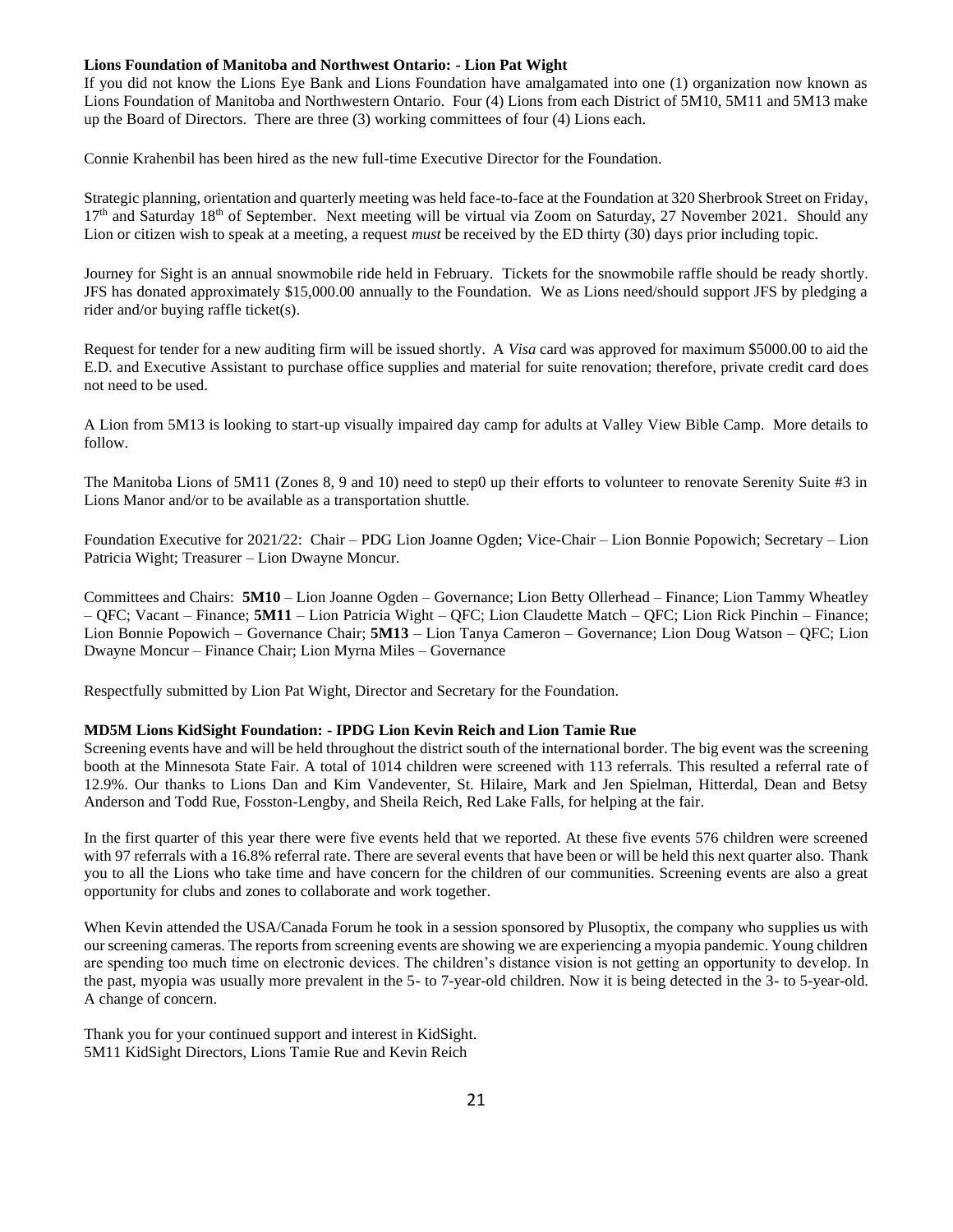**Lions Foundation of Manitoba and Northwest Ontario: - Lion Pat Wight**

If you did not know the Lions Eye Bank and Lions Foundation have amalgamated into one (1) organization now known as Lions Foundation of Manitoba and Northwestern Ontario. Four (4) Lions from each District of 5M10, 5M11 and 5M13 make up the Board of Directors. There are three (3) working committees of four (4) Lions each.

Connie Krahenbil has been hired as the new full-time Executive Director for the Foundation.

Strategic planning, orientation and quarterly meeting was held face-to-face at the Foundation at 320 Sherbrook Street on Friday, 17th and Saturday 18th of September. Next meeting will be virtual via Zoom on Saturday, 27 November 2021. Should any Lion or citizen wish to speak at a meeting, a request *must* be received by the ED thirty (30) days prior including topic.

Journey for Sight is an annual snowmobile ride held in February. Tickets for the snowmobile raffle should be ready shortly. JFS has donated approximately $15,000.00 annually to the Foundation. We as Lions need/should support JFS by pledging a rider and/or buying raffle ticket(s).

Request for tender for a new auditing firm will be issued shortly. A *Visa* card was approved for maximum $5000.00 to aid the E.D. and Executive Assistant to purchase office supplies and material for suite renovation; therefore, private credit card does not need to be used.

A Lion from 5M13 is looking to start-up visually impaired day camp for adults at Valley View Bible Camp. More details to follow.

The Manitoba Lions of 5M11 (Zones 8, 9 and 10) need to step0 up their efforts to volunteer to renovate Serenity Suite #3 in Lions Manor and/or to be available as a transportation shuttle.

Foundation Executive for 2021/22: Chair – PDG Lion Joanne Ogden; Vice-Chair – Lion Bonnie Popowich; Secretary – Lion Patricia Wight; Treasurer – Lion Dwayne Moncur.

Committees and Chairs: **5M10** – Lion Joanne Ogden – Governance; Lion Betty Ollerhead – Finance; Lion Tammy Wheatley – QFC; Vacant – Finance; **5M11** – Lion Patricia Wight – QFC; Lion Claudette Match – QFC; Lion Rick Pinchin – Finance; Lion Bonnie Popowich – Governance Chair; **5M13** – Lion Tanya Cameron – Governance; Lion Doug Watson – QFC; Lion Dwayne Moncur – Finance Chair; Lion Myrna Miles – Governance

Respectfully submitted by Lion Pat Wight, Director and Secretary for the Foundation.

**MD5M Lions KidSight Foundation: - IPDG Lion Kevin Reich and Lion Tamie Rue**

Screening events have and will be held throughout the district south of the international border. The big event was the screening booth at the Minnesota State Fair. A total of 1014 children were screened with 113 referrals. This resulted a referral rate of 12.9%. Our thanks to Lions Dan and Kim Vandeventer, St. Hilaire, Mark and Jen Spielman, Hitterdal, Dean and Betsy Anderson and Todd Rue, Fosston-Lengby, and Sheila Reich, Red Lake Falls, for helping at the fair.

In the first quarter of this year there were five events held that we reported. At these five events 576 children were screened with 97 referrals with a 16.8% referral rate. There are several events that have been or will be held this next quarter also. Thank you to all the Lions who take time and have concern for the children of our communities. Screening events are also a great opportunity for clubs and zones to collaborate and work together.

When Kevin attended the USA/Canada Forum he took in a session sponsored by Plusoptix, the company who supplies us with our screening cameras. The reports from screening events are showing we are experiencing a myopia pandemic. Young children are spending too much time on electronic devices. The children's distance vision is not getting an opportunity to develop. In the past, myopia was usually more prevalent in the 5- to 7-year-old children. Now it is being detected in the 3- to 5-year-old. A change of concern.

Thank you for your continued support and interest in KidSight.
5M11 KidSight Directors, Lions Tamie Rue and Kevin Reich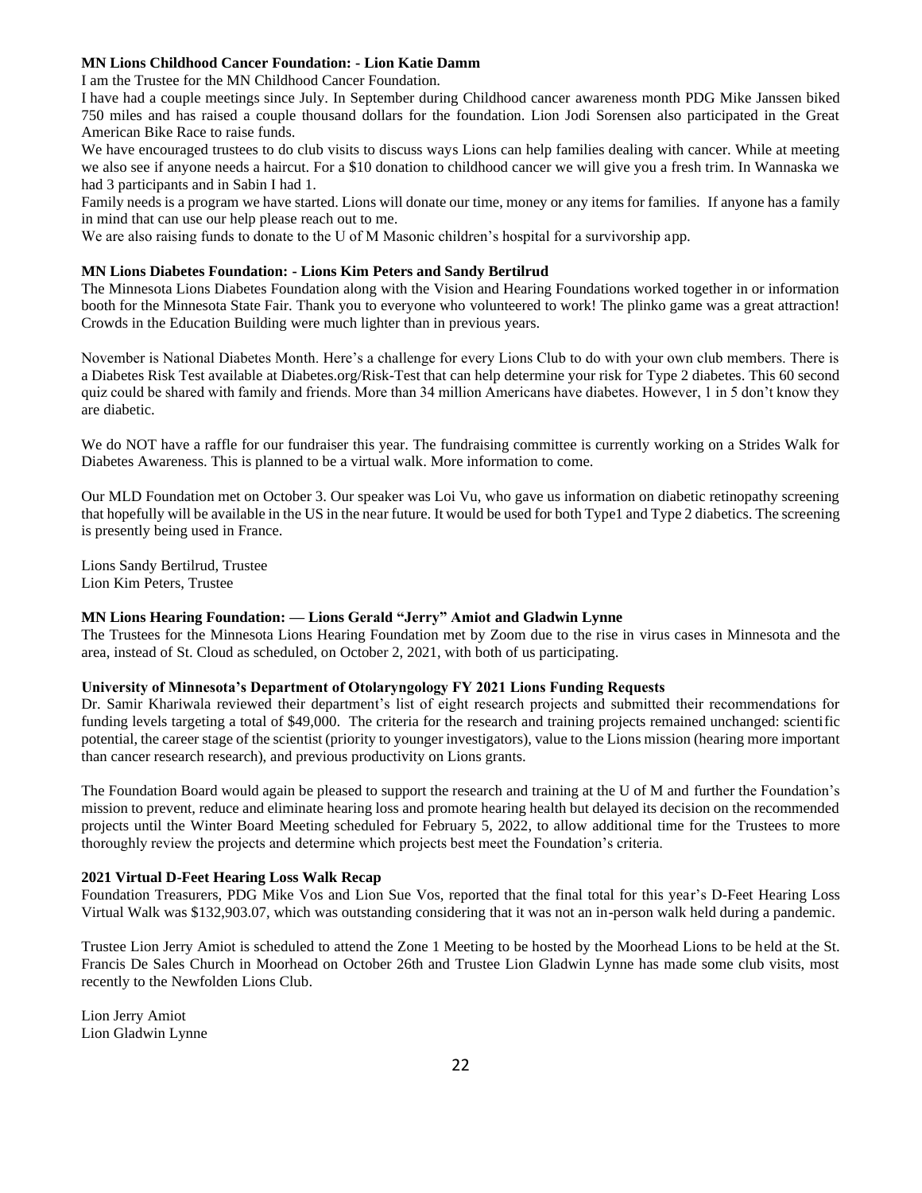**MN Lions Childhood Cancer Foundation: - Lion Katie Damm**

I am the Trustee for the MN Childhood Cancer Foundation.

I have had a couple meetings since July. In September during Childhood cancer awareness month PDG Mike Janssen biked 750 miles and has raised a couple thousand dollars for the foundation. Lion Jodi Sorensen also participated in the Great American Bike Race to raise funds.

We have encouraged trustees to do club visits to discuss ways Lions can help families dealing with cancer. While at meeting we also see if anyone needs a haircut. For a $10 donation to childhood cancer we will give you a fresh trim. In Wannaska we had 3 participants and in Sabin I had 1.

Family needs is a program we have started. Lions will donate our time, money or any items for families. If anyone has a family in mind that can use our help please reach out to me.

We are also raising funds to donate to the U of M Masonic children's hospital for a survivorship app.

**MN Lions Diabetes Foundation: - Lions Kim Peters and Sandy Bertilrud**

The Minnesota Lions Diabetes Foundation along with the Vision and Hearing Foundations worked together in or information booth for the Minnesota State Fair. Thank you to everyone who volunteered to work! The plinko game was a great attraction! Crowds in the Education Building were much lighter than in previous years.

November is National Diabetes Month. Here's a challenge for every Lions Club to do with your own club members. There is a Diabetes Risk Test available at Diabetes.org/Risk-Test that can help determine your risk for Type 2 diabetes. This 60 second quiz could be shared with family and friends. More than 34 million Americans have diabetes. However, 1 in 5 don't know they are diabetic.

We do NOT have a raffle for our fundraiser this year. The fundraising committee is currently working on a Strides Walk for Diabetes Awareness. This is planned to be a virtual walk. More information to come.

Our MLD Foundation met on October 3. Our speaker was Loi Vu, who gave us information on diabetic retinopathy screening that hopefully will be available in the US in the near future. It would be used for both Type1 and Type 2 diabetics. The screening is presently being used in France.

Lions Sandy Bertilrud, Trustee
Lion Kim Peters, Trustee

**MN Lions Hearing Foundation: — Lions Gerald "Jerry" Amiot and Gladwin Lynne**

The Trustees for the Minnesota Lions Hearing Foundation met by Zoom due to the rise in virus cases in Minnesota and the area, instead of St. Cloud as scheduled, on October 2, 2021, with both of us participating.

**University of Minnesota's Department of Otolaryngology FY 2021 Lions Funding Requests**

Dr. Samir Khariwala reviewed their department's list of eight research projects and submitted their recommendations for funding levels targeting a total of $49,000. The criteria for the research and training projects remained unchanged: scientific potential, the career stage of the scientist (priority to younger investigators), value to the Lions mission (hearing more important than cancer research research), and previous productivity on Lions grants.

The Foundation Board would again be pleased to support the research and training at the U of M and further the Foundation's mission to prevent, reduce and eliminate hearing loss and promote hearing health but delayed its decision on the recommended projects until the Winter Board Meeting scheduled for February 5, 2022, to allow additional time for the Trustees to more thoroughly review the projects and determine which projects best meet the Foundation's criteria.

**2021 Virtual D-Feet Hearing Loss Walk Recap**

Foundation Treasurers, PDG Mike Vos and Lion Sue Vos, reported that the final total for this year's D-Feet Hearing Loss Virtual Walk was $132,903.07, which was outstanding considering that it was not an in-person walk held during a pandemic.

Trustee Lion Jerry Amiot is scheduled to attend the Zone 1 Meeting to be hosted by the Moorhead Lions to be held at the St. Francis De Sales Church in Moorhead on October 26th and Trustee Lion Gladwin Lynne has made some club visits, most recently to the Newfolden Lions Club.

Lion Jerry Amiot
Lion Gladwin Lynne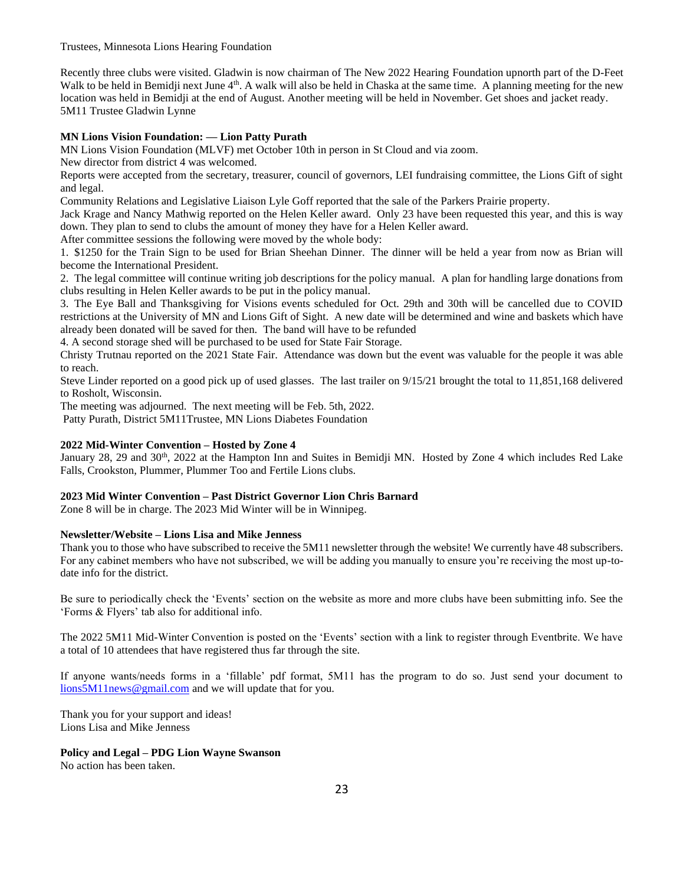Trustees, Minnesota Lions Hearing Foundation

Recently three clubs were visited. Gladwin is now chairman of The New 2022 Hearing Foundation upnorth part of the D-Feet Walk to be held in Bemidji next June 4th. A walk will also be held in Chaska at the same time. A planning meeting for the new location was held in Bemidji at the end of August. Another meeting will be held in November. Get shoes and jacket ready.
5M11 Trustee Gladwin Lynne

**MN Lions Vision Foundation: — Lion Patty Purath**

MN Lions Vision Foundation (MLVF) met October 10th in person in St Cloud and via zoom.

New director from district 4 was welcomed.

Reports were accepted from the secretary, treasurer, council of governors, LEI fundraising committee, the Lions Gift of sight and legal.

Community Relations and Legislative Liaison Lyle Goff reported that the sale of the Parkers Prairie property.

Jack Krage and Nancy Mathwig reported on the Helen Keller award. Only 23 have been requested this year, and this is way down. They plan to send to clubs the amount of money they have for a Helen Keller award.

After committee sessions the following were moved by the whole body:

1. $1250 for the Train Sign to be used for Brian Sheehan Dinner. The dinner will be held a year from now as Brian will become the International President.
2. The legal committee will continue writing job descriptions for the policy manual. A plan for handling large donations from clubs resulting in Helen Keller awards to be put in the policy manual.
3. The Eye Ball and Thanksgiving for Visions events scheduled for Oct. 29th and 30th will be cancelled due to COVID restrictions at the University of MN and Lions Gift of Sight. A new date will be determined and wine and baskets which have already been donated will be saved for then. The band will have to be refunded
4. A second storage shed will be purchased to be used for State Fair Storage.

Christy Trutnau reported on the 2021 State Fair. Attendance was down but the event was valuable for the people it was able to reach.

Steve Linder reported on a good pick up of used glasses. The last trailer on 9/15/21 brought the total to 11,851,168 delivered to Rosholt, Wisconsin.

The meeting was adjourned. The next meeting will be Feb. 5th, 2022.

Patty Purath, District 5M11Trustee, MN Lions Diabetes Foundation

**2022 Mid-Winter Convention – Hosted by Zone 4**

January 28, 29 and 30th, 2022 at the Hampton Inn and Suites in Bemidji MN. Hosted by Zone 4 which includes Red Lake Falls, Crookston, Plummer, Plummer Too and Fertile Lions clubs.

**2023 Mid Winter Convention – Past District Governor Lion Chris Barnard**

Zone 8 will be in charge. The 2023 Mid Winter will be in Winnipeg.

**Newsletter/Website – Lions Lisa and Mike Jenness**

Thank you to those who have subscribed to receive the 5M11 newsletter through the website! We currently have 48 subscribers. For any cabinet members who have not subscribed, we will be adding you manually to ensure you're receiving the most up-to-date info for the district.

Be sure to periodically check the 'Events' section on the website as more and more clubs have been submitting info. See the 'Forms & Flyers' tab also for additional info.

The 2022 5M11 Mid-Winter Convention is posted on the 'Events' section with a link to register through Eventbrite. We have a total of 10 attendees that have registered thus far through the site.

If anyone wants/needs forms in a 'fillable' pdf format, 5M11 has the program to do so. Just send your document to lions5M11news@gmail.com and we will update that for you.

Thank you for your support and ideas!
Lions Lisa and Mike Jenness

**Policy and Legal – PDG Lion Wayne Swanson**

No action has been taken.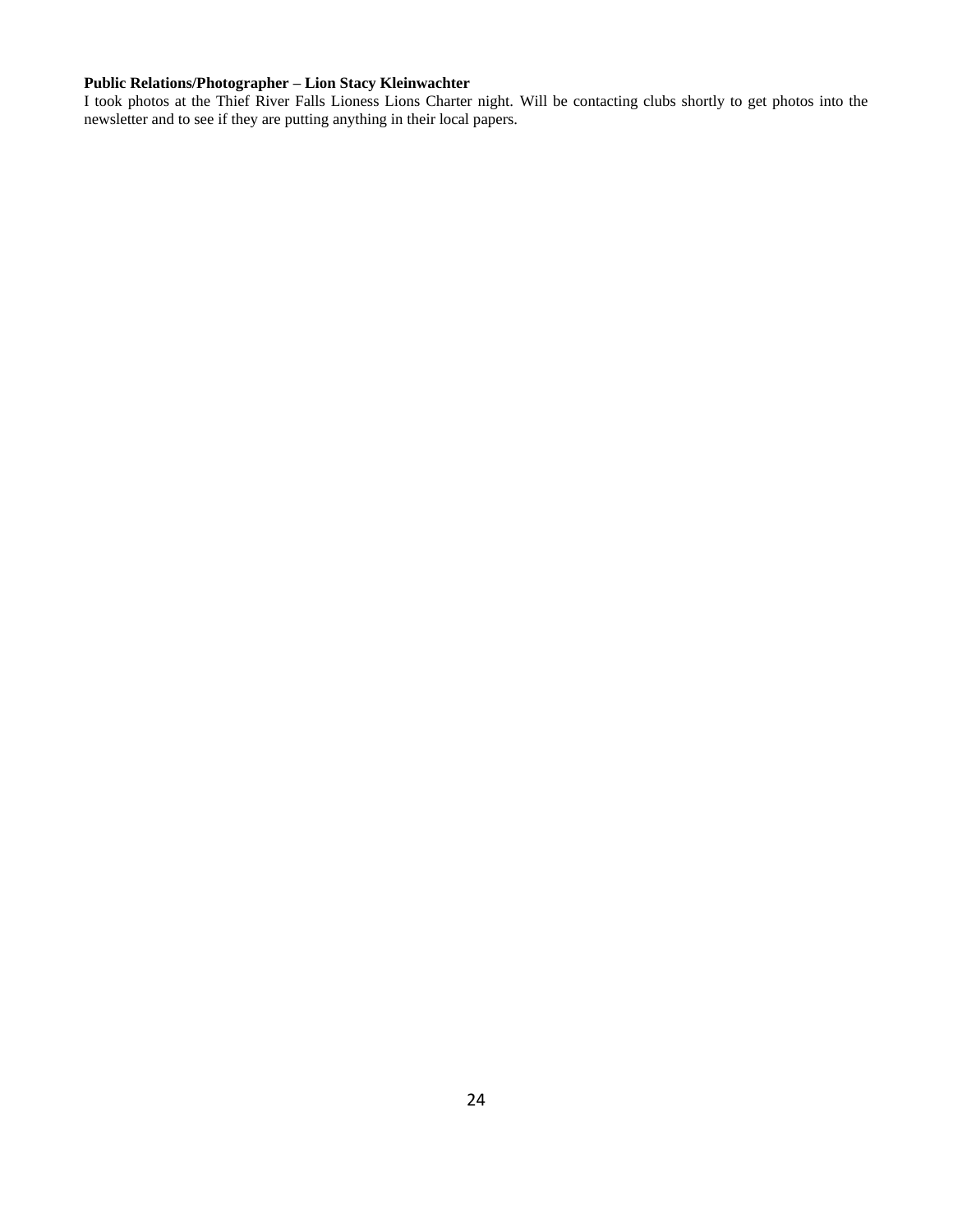**Public Relations/Photographer – Lion Stacy Kleinwachter**

I took photos at the Thief River Falls Lioness Lions Charter night. Will be contacting clubs shortly to get photos into the newsletter and to see if they are putting anything in their local papers.